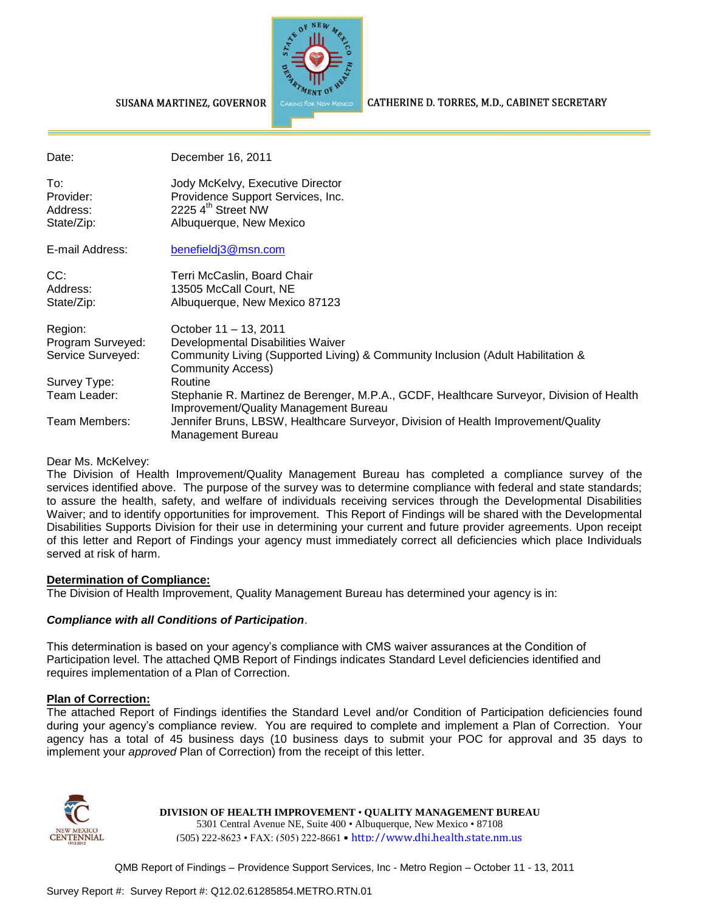SUSANA MARTINEZ, GOVERNOR CATHERINE D. TORRES, M.D., CABINET SECRETARY

| | |
|---|---|
| Date: | December 16, 2011 |
| To: | Jody McKelvy, Executive Director |
| Provider: | Providence Support Services, Inc. |
| Address: | 2225 4th Street NW |
| State/Zip: | Albuquerque, New Mexico |
| E-mail Address: | benefieldj3@msn.com |
| CC: | Terri McCaslin, Board Chair |
| Address: | 13505 McCall Court, NE |
| State/Zip: | Albuquerque, New Mexico 87123 |
| Region: | October 11 – 13, 2011 |
| Program Surveyed: | Developmental Disabilities Waiver |
| Service Surveyed: | Community Living (Supported Living) & Community Inclusion (Adult Habilitation & Community Access) |
| Survey Type: | Routine |
| Team Leader: | Stephanie R. Martinez de Berenger, M.P.A., GCDF, Healthcare Surveyor, Division of Health Improvement/Quality Management Bureau |
| Team Members: | Jennifer Bruns, LBSW, Healthcare Surveyor, Division of Health Improvement/Quality Management Bureau |

Dear Ms. McKelvey:

The Division of Health Improvement/Quality Management Bureau has completed a compliance survey of the services identified above. The purpose of the survey was to determine compliance with federal and state standards; to assure the health, safety, and welfare of individuals receiving services through the Developmental Disabilities Waiver; and to identify opportunities for improvement. This Report of Findings will be shared with the Developmental Disabilities Supports Division for their use in determining your current and future provider agreements. Upon receipt of this letter and Report of Findings your agency must immediately correct all deficiencies which place Individuals served at risk of harm.

**Determination of Compliance:**

The Division of Health Improvement, Quality Management Bureau has determined your agency is in:

***Compliance with all Conditions of Participation***.

This determination is based on your agency's compliance with CMS waiver assurances at the Condition of Participation level. The attached QMB Report of Findings indicates Standard Level deficiencies identified and requires implementation of a Plan of Correction.

**Plan of Correction:**

The attached Report of Findings identifies the Standard Level and/or Condition of Participation deficiencies found during your agency's compliance review. You are required to complete and implement a Plan of Correction. Your agency has a total of 45 business days (10 business days to submit your POC for approval and 35 days to implement your *approved* Plan of Correction) from the receipt of this letter.

**DIVISION OF HEALTH IMPROVEMENT • QUALITY MANAGEMENT BUREAU**
5301 Central Avenue NE, Suite 400 • Albuquerque, New Mexico • 87108
(505) 222-8623 • FAX: (505) 222-8661 • http://www.dhi.health.state.nm.us

Survey Report #: Survey Report #: Q12.02.61285854.METRO.RTN.01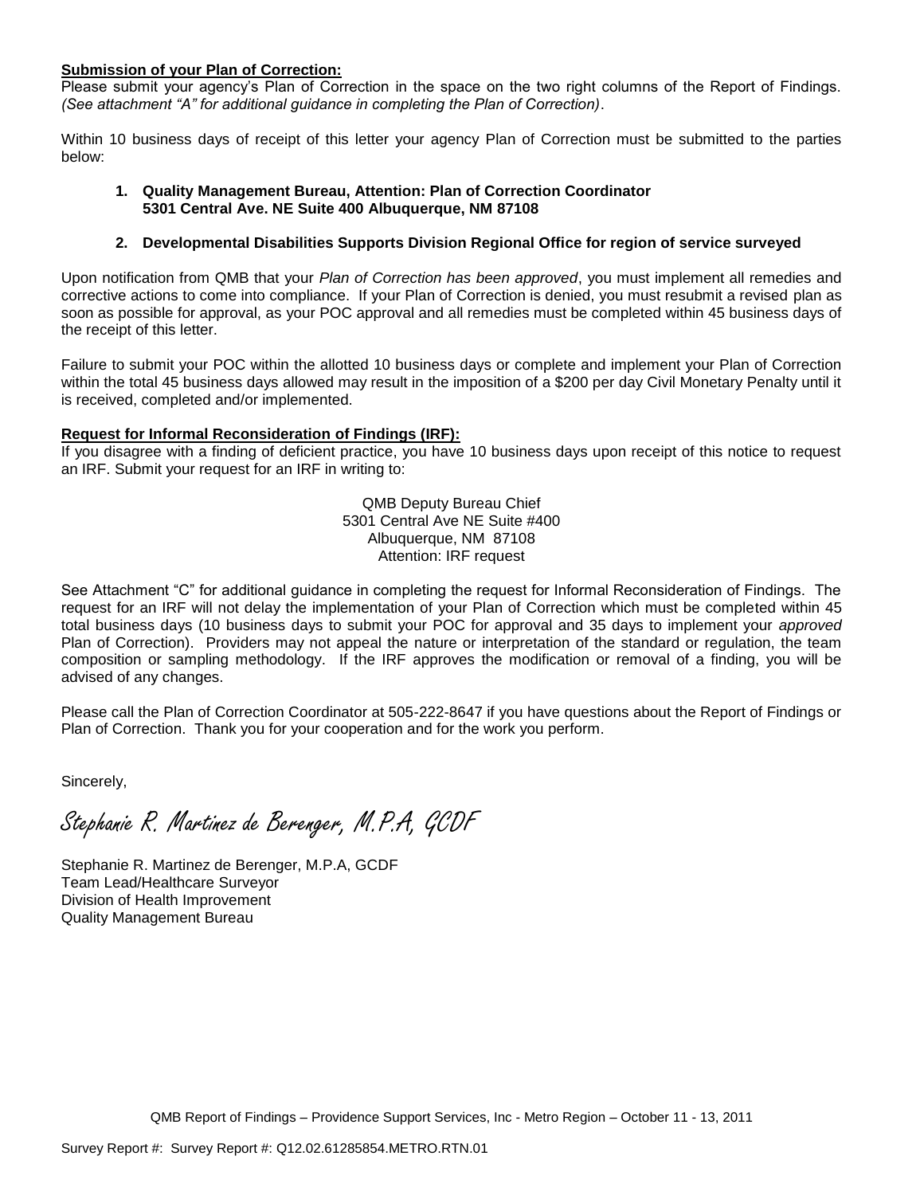**Submission of your Plan of Correction:**

Please submit your agency's Plan of Correction in the space on the two right columns of the Report of Findings. *(See attachment "A" for additional guidance in completing the Plan of Correction)*.

Within 10 business days of receipt of this letter your agency Plan of Correction must be submitted to the parties below:

1. **Quality Management Bureau, Attention: Plan of Correction Coordinator 5301 Central Ave. NE Suite 400 Albuquerque, NM 87108**

2. **Developmental Disabilities Supports Division Regional Office for region of service surveyed**

Upon notification from QMB that your *Plan of Correction has been approved*, you must implement all remedies and corrective actions to come into compliance. If your Plan of Correction is denied, you must resubmit a revised plan as soon as possible for approval, as your POC approval and all remedies must be completed within 45 business days of the receipt of this letter.

Failure to submit your POC within the allotted 10 business days or complete and implement your Plan of Correction within the total 45 business days allowed may result in the imposition of a $200 per day Civil Monetary Penalty until it is received, completed and/or implemented.

**Request for Informal Reconsideration of Findings (IRF):**

If you disagree with a finding of deficient practice, you have 10 business days upon receipt of this notice to request an IRF. Submit your request for an IRF in writing to:

QMB Deputy Bureau Chief
5301 Central Ave NE Suite #400
Albuquerque, NM 87108
Attention: IRF request

See Attachment "C" for additional guidance in completing the request for Informal Reconsideration of Findings. The request for an IRF will not delay the implementation of your Plan of Correction which must be completed within 45 total business days (10 business days to submit your POC for approval and 35 days to implement your *approved* Plan of Correction). Providers may not appeal the nature or interpretation of the standard or regulation, the team composition or sampling methodology. If the IRF approves the modification or removal of a finding, you will be advised of any changes.

Please call the Plan of Correction Coordinator at 505-222-8647 if you have questions about the Report of Findings or Plan of Correction. Thank you for your cooperation and for the work you perform.

Sincerely,

*Stephanie R. Martinez de Berenger, M.P.A, GCDF*

Stephanie R. Martinez de Berenger, M.P.A, GCDF
Team Lead/Healthcare Surveyor
Division of Health Improvement
Quality Management Bureau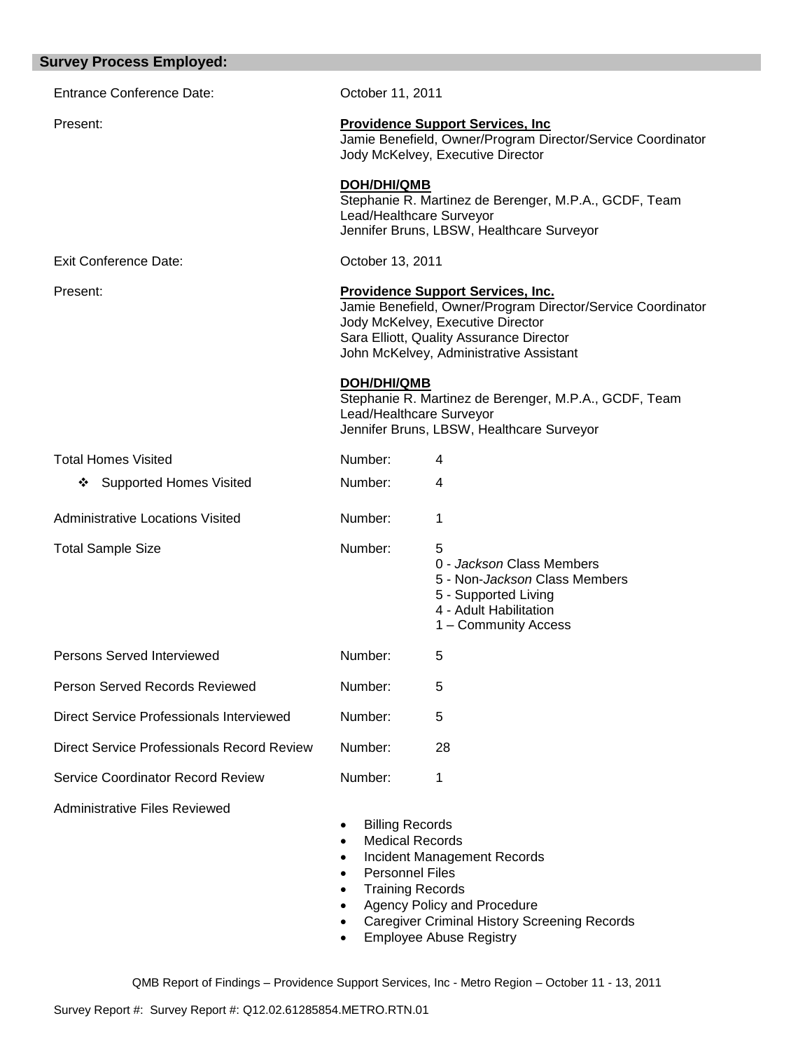## Survey Process Employed:

| | | |
|---|---|---|
| Entrance Conference Date: | October 11, 2011 | |
| Present: | **Providence Support Services, Inc**<br>Jamie Benefield, Owner/Program Director/Service Coordinator<br>Jody McKelvey, Executive Director<br><br>**DOH/DHI/QMB**<br>Stephanie R. Martinez de Berenger, M.P.A., GCDF, Team Lead/Healthcare Surveyor<br>Jennifer Bruns, LBSW, Healthcare Surveyor | |
| Exit Conference Date: | October 13, 2011 | |
| Present: | **Providence Support Services, Inc.**<br>Jamie Benefield, Owner/Program Director/Service Coordinator<br>Jody McKelvey, Executive Director<br>Sara Elliott, Quality Assurance Director<br>John McKelvey, Administrative Assistant<br><br>**DOH/DHI/QMB**<br>Stephanie R. Martinez de Berenger, M.P.A., GCDF, Team Lead/Healthcare Surveyor<br>Jennifer Bruns, LBSW, Healthcare Surveyor | |
| Total Homes Visited | Number: | 4 |
| ❖ Supported Homes Visited | Number: | 4 |
| Administrative Locations Visited | Number: | 1 |
| Total Sample Size | Number: | 5<br>0 - *Jackson* Class Members<br>5 - Non-*Jackson* Class Members<br>5 - Supported Living<br>4 - Adult Habilitation<br>1 – Community Access |
| Persons Served Interviewed | Number: | 5 |
| Person Served Records Reviewed | Number: | 5 |
| Direct Service Professionals Interviewed | Number: | 5 |
| Direct Service Professionals Record Review | Number: | 28 |
| Service Coordinator Record Review | Number: | 1 |

Administrative Files Reviewed

- Billing Records
- Medical Records
- Incident Management Records
- Personnel Files
- Training Records
- Agency Policy and Procedure
- Caregiver Criminal History Screening Records
- Employee Abuse Registry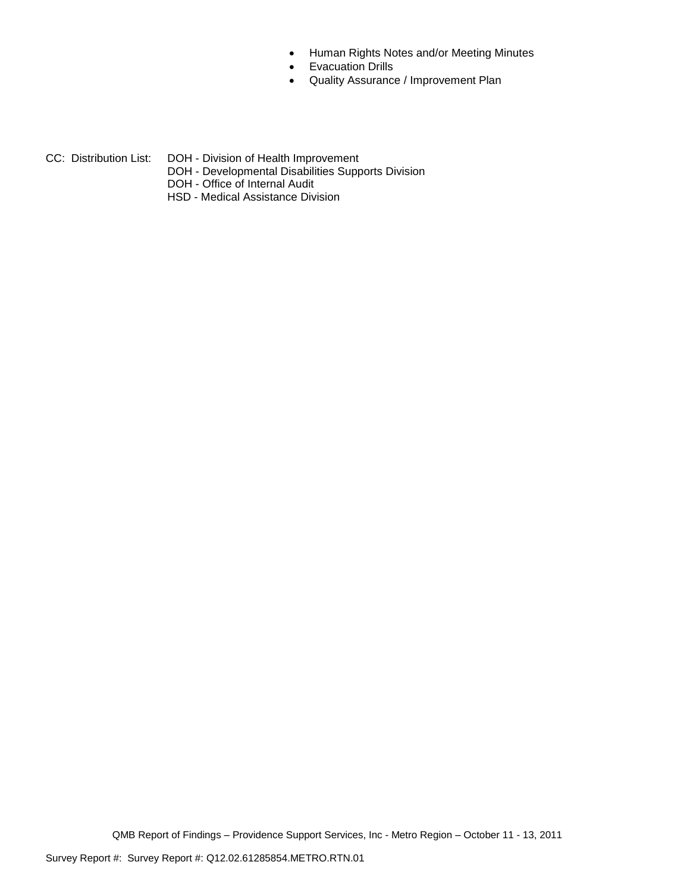- Human Rights Notes and/or Meeting Minutes
- Evacuation Drills
- Quality Assurance / Improvement Plan

CC: Distribution List: DOH - Division of Health Improvement
DOH - Developmental Disabilities Supports Division
DOH - Office of Internal Audit
HSD - Medical Assistance Division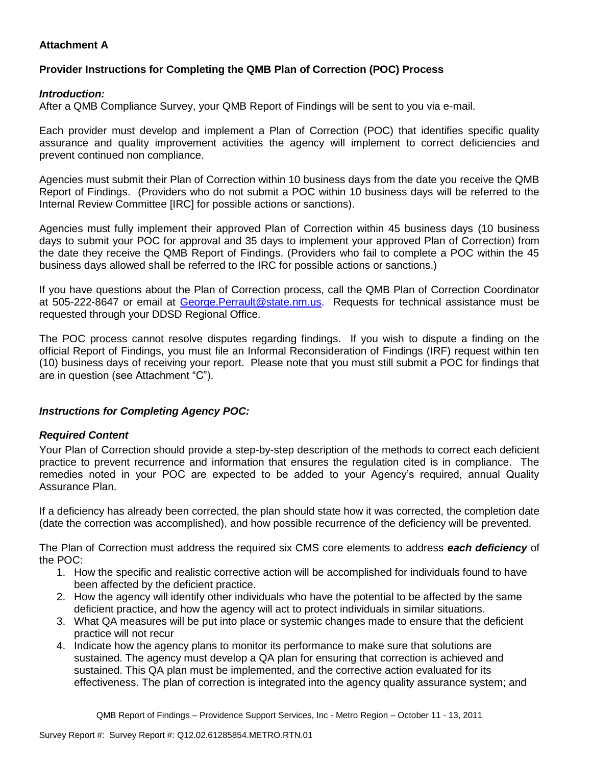**Attachment A**

**Provider Instructions for Completing the QMB Plan of Correction (POC) Process**

***Introduction:***

After a QMB Compliance Survey, your QMB Report of Findings will be sent to you via e-mail.

Each provider must develop and implement a Plan of Correction (POC) that identifies specific quality assurance and quality improvement activities the agency will implement to correct deficiencies and prevent continued non compliance.

Agencies must submit their Plan of Correction within 10 business days from the date you receive the QMB Report of Findings. (Providers who do not submit a POC within 10 business days will be referred to the Internal Review Committee [IRC] for possible actions or sanctions).

Agencies must fully implement their approved Plan of Correction within 45 business days (10 business days to submit your POC for approval and 35 days to implement your approved Plan of Correction) from the date they receive the QMB Report of Findings. (Providers who fail to complete a POC within the 45 business days allowed shall be referred to the IRC for possible actions or sanctions.)

If you have questions about the Plan of Correction process, call the QMB Plan of Correction Coordinator at 505-222-8647 or email at George.Perrault@state.nm.us. Requests for technical assistance must be requested through your DDSD Regional Office.

The POC process cannot resolve disputes regarding findings. If you wish to dispute a finding on the official Report of Findings, you must file an Informal Reconsideration of Findings (IRF) request within ten (10) business days of receiving your report. Please note that you must still submit a POC for findings that are in question (see Attachment "C").

***Instructions for Completing Agency POC:***

***Required Content***

Your Plan of Correction should provide a step-by-step description of the methods to correct each deficient practice to prevent recurrence and information that ensures the regulation cited is in compliance. The remedies noted in your POC are expected to be added to your Agency's required, annual Quality Assurance Plan.

If a deficiency has already been corrected, the plan should state how it was corrected, the completion date (date the correction was accomplished), and how possible recurrence of the deficiency will be prevented.

The Plan of Correction must address the required six CMS core elements to address ***each deficiency*** of the POC:

1. How the specific and realistic corrective action will be accomplished for individuals found to have been affected by the deficient practice.
2. How the agency will identify other individuals who have the potential to be affected by the same deficient practice, and how the agency will act to protect individuals in similar situations.
3. What QA measures will be put into place or systemic changes made to ensure that the deficient practice will not recur
4. Indicate how the agency plans to monitor its performance to make sure that solutions are sustained. The agency must develop a QA plan for ensuring that correction is achieved and sustained. This QA plan must be implemented, and the corrective action evaluated for its effectiveness. The plan of correction is integrated into the agency quality assurance system; and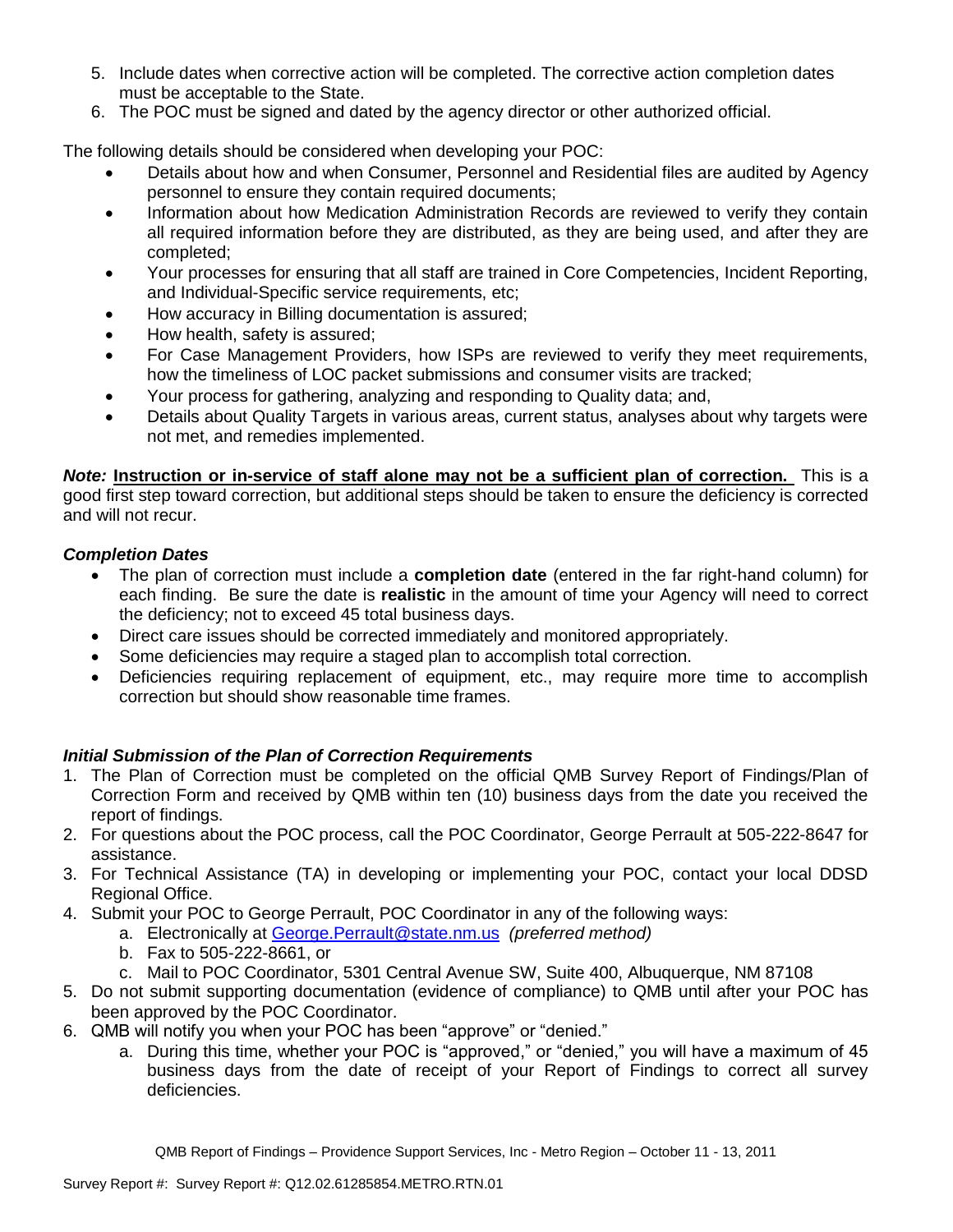5. Include dates when corrective action will be completed. The corrective action completion dates must be acceptable to the State.
6. The POC must be signed and dated by the agency director or other authorized official.

The following details should be considered when developing your POC:

- Details about how and when Consumer, Personnel and Residential files are audited by Agency personnel to ensure they contain required documents;
- Information about how Medication Administration Records are reviewed to verify they contain all required information before they are distributed, as they are being used, and after they are completed;
- Your processes for ensuring that all staff are trained in Core Competencies, Incident Reporting, and Individual-Specific service requirements, etc;
- How accuracy in Billing documentation is assured;
- How health, safety is assured;
- For Case Management Providers, how ISPs are reviewed to verify they meet requirements, how the timeliness of LOC packet submissions and consumer visits are tracked;
- Your process for gathering, analyzing and responding to Quality data; and,
- Details about Quality Targets in various areas, current status, analyses about why targets were not met, and remedies implemented.

***Note:*** **<u>Instruction or in-service of staff alone may not be a sufficient plan of correction.</u>** This is a good first step toward correction, but additional steps should be taken to ensure the deficiency is corrected and will not recur.

***Completion Dates***

- The plan of correction must include a **completion date** (entered in the far right-hand column) for each finding. Be sure the date is **realistic** in the amount of time your Agency will need to correct the deficiency; not to exceed 45 total business days.
- Direct care issues should be corrected immediately and monitored appropriately.
- Some deficiencies may require a staged plan to accomplish total correction.
- Deficiencies requiring replacement of equipment, etc., may require more time to accomplish correction but should show reasonable time frames.

***Initial Submission of the Plan of Correction Requirements***

1. The Plan of Correction must be completed on the official QMB Survey Report of Findings/Plan of Correction Form and received by QMB within ten (10) business days from the date you received the report of findings.
2. For questions about the POC process, call the POC Coordinator, George Perrault at 505-222-8647 for assistance.
3. For Technical Assistance (TA) in developing or implementing your POC, contact your local DDSD Regional Office.
4. Submit your POC to George Perrault, POC Coordinator in any of the following ways:
    a. Electronically at George.Perrault@state.nm.us *(preferred method)*
    b. Fax to 505-222-8661, or
    c. Mail to POC Coordinator, 5301 Central Avenue SW, Suite 400, Albuquerque, NM 87108
5. Do not submit supporting documentation (evidence of compliance) to QMB until after your POC has been approved by the POC Coordinator.
6. QMB will notify you when your POC has been "approve" or "denied."
    a. During this time, whether your POC is "approved," or "denied," you will have a maximum of 45 business days from the date of receipt of your Report of Findings to correct all survey deficiencies.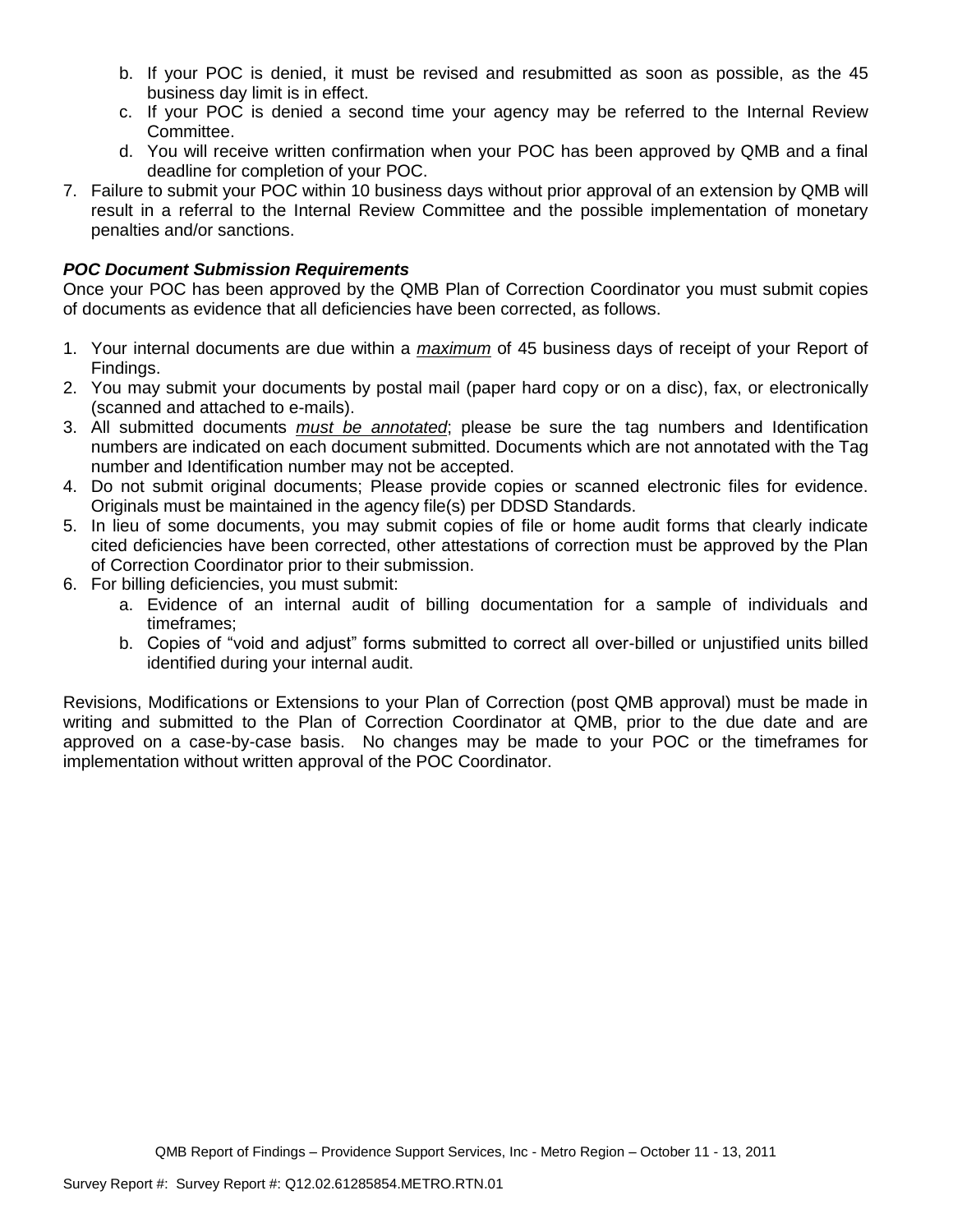b. If your POC is denied, it must be revised and resubmitted as soon as possible, as the 45 business day limit is in effect.
   c. If your POC is denied a second time your agency may be referred to the Internal Review Committee.
   d. You will receive written confirmation when your POC has been approved by QMB and a final deadline for completion of your POC.
7. Failure to submit your POC within 10 business days without prior approval of an extension by QMB will result in a referral to the Internal Review Committee and the possible implementation of monetary penalties and/or sanctions.

***POC Document Submission Requirements***

Once your POC has been approved by the QMB Plan of Correction Coordinator you must submit copies of documents as evidence that all deficiencies have been corrected, as follows.

1. Your internal documents are due within a *maximum* of 45 business days of receipt of your Report of Findings.
2. You may submit your documents by postal mail (paper hard copy or on a disc), fax, or electronically (scanned and attached to e-mails).
3. All submitted documents *must be annotated*; please be sure the tag numbers and Identification numbers are indicated on each document submitted. Documents which are not annotated with the Tag number and Identification number may not be accepted.
4. Do not submit original documents; Please provide copies or scanned electronic files for evidence. Originals must be maintained in the agency file(s) per DDSD Standards.
5. In lieu of some documents, you may submit copies of file or home audit forms that clearly indicate cited deficiencies have been corrected, other attestations of correction must be approved by the Plan of Correction Coordinator prior to their submission.
6. For billing deficiencies, you must submit:
   a. Evidence of an internal audit of billing documentation for a sample of individuals and timeframes;
   b. Copies of "void and adjust" forms submitted to correct all over-billed or unjustified units billed identified during your internal audit.

Revisions, Modifications or Extensions to your Plan of Correction (post QMB approval) must be made in writing and submitted to the Plan of Correction Coordinator at QMB, prior to the due date and are approved on a case-by-case basis. No changes may be made to your POC or the timeframes for implementation without written approval of the POC Coordinator.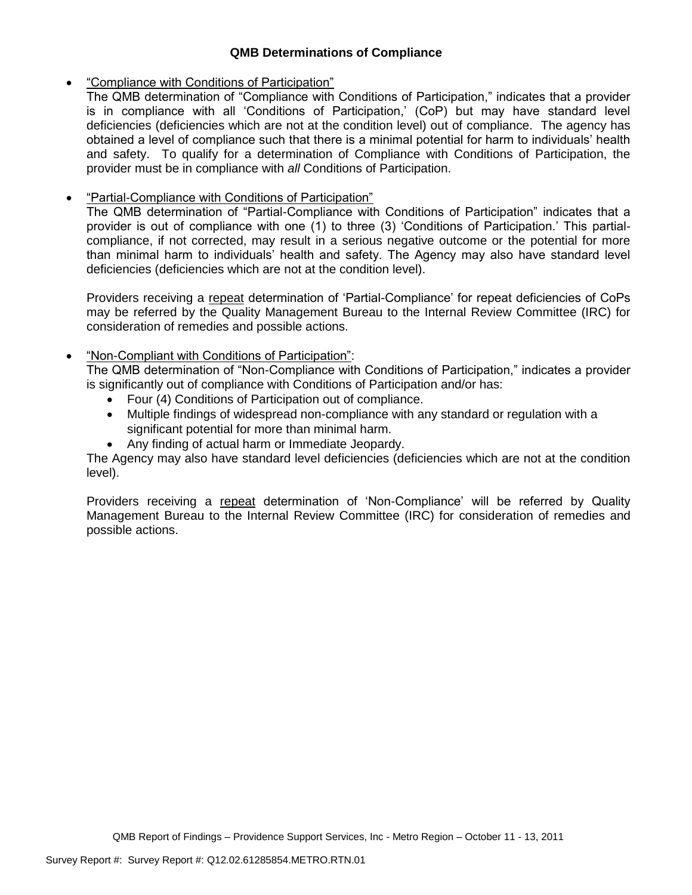**QMB Determinations of Compliance**

- <u>"Compliance with Conditions of Participation"</u>
  The QMB determination of "Compliance with Conditions of Participation," indicates that a provider is in compliance with all 'Conditions of Participation,' (CoP) but may have standard level deficiencies (deficiencies which are not at the condition level) out of compliance. The agency has obtained a level of compliance such that there is a minimal potential for harm to individuals' health and safety. To qualify for a determination of Compliance with Conditions of Participation, the provider must be in compliance with *all* Conditions of Participation.

- <u>"Partial-Compliance with Conditions of Participation"</u>
  The QMB determination of "Partial-Compliance with Conditions of Participation" indicates that a provider is out of compliance with one (1) to three (3) 'Conditions of Participation.' This partial-compliance, if not corrected, may result in a serious negative outcome or the potential for more than minimal harm to individuals' health and safety. The Agency may also have standard level deficiencies (deficiencies which are not at the condition level).

  Providers receiving a <u>repeat</u> determination of 'Partial-Compliance' for repeat deficiencies of CoPs may be referred by the Quality Management Bureau to the Internal Review Committee (IRC) for consideration of remedies and possible actions.

- <u>"Non-Compliant with Conditions of Participation"</u>:
  The QMB determination of "Non-Compliance with Conditions of Participation," indicates a provider is significantly out of compliance with Conditions of Participation and/or has:
  - Four (4) Conditions of Participation out of compliance.
  - Multiple findings of widespread non-compliance with any standard or regulation with a significant potential for more than minimal harm.
  - Any finding of actual harm or Immediate Jeopardy.

  The Agency may also have standard level deficiencies (deficiencies which are not at the condition level).

  Providers receiving a <u>repeat</u> determination of 'Non-Compliance' will be referred by Quality Management Bureau to the Internal Review Committee (IRC) for consideration of remedies and possible actions.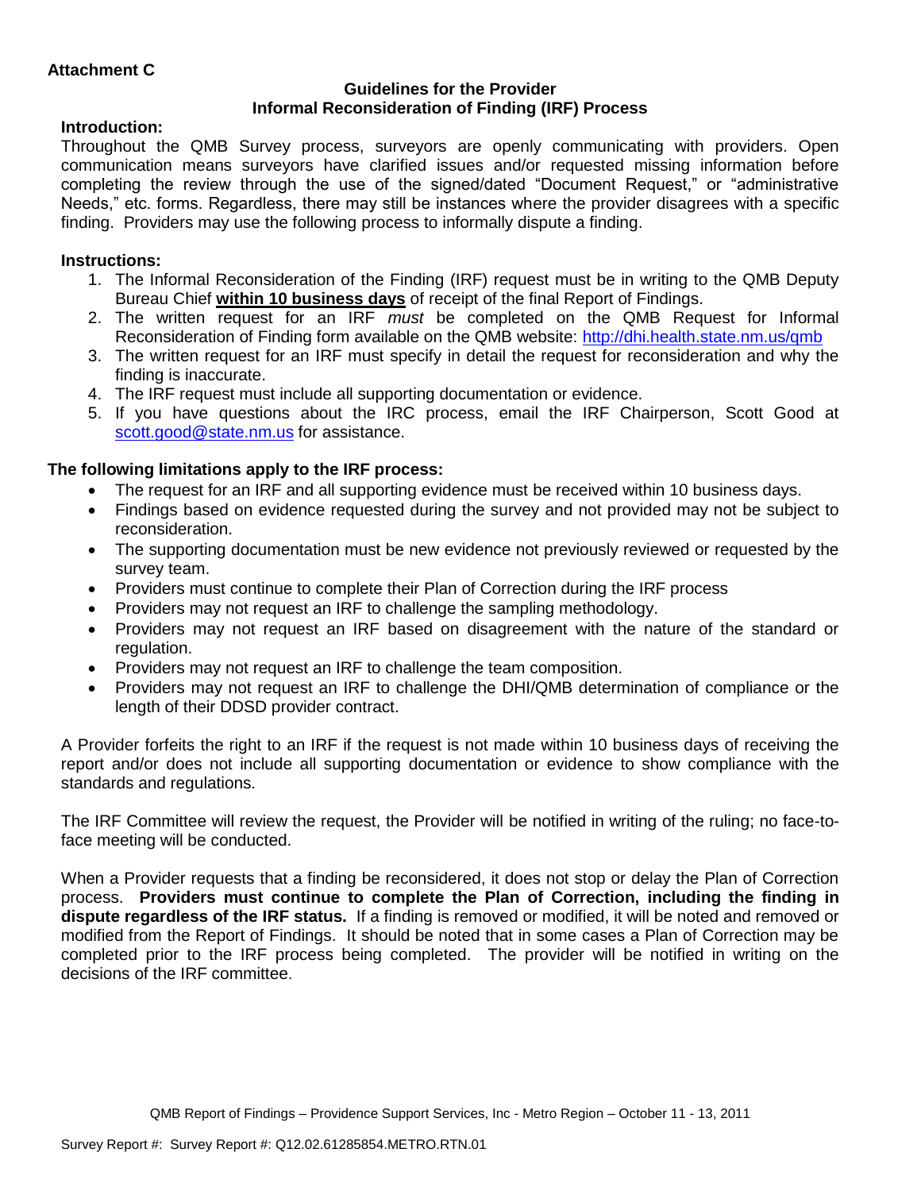**Attachment C**

**Guidelines for the Provider**
**Informal Reconsideration of Finding (IRF) Process**

**Introduction:**

Throughout the QMB Survey process, surveyors are openly communicating with providers. Open communication means surveyors have clarified issues and/or requested missing information before completing the review through the use of the signed/dated "Document Request," or "administrative Needs," etc. forms. Regardless, there may still be instances where the provider disagrees with a specific finding. Providers may use the following process to informally dispute a finding.

**Instructions:**

1. The Informal Reconsideration of the Finding (IRF) request must be in writing to the QMB Deputy Bureau Chief **within 10 business days** of receipt of the final Report of Findings.
2. The written request for an IRF *must* be completed on the QMB Request for Informal Reconsideration of Finding form available on the QMB website: http://dhi.health.state.nm.us/qmb
3. The written request for an IRF must specify in detail the request for reconsideration and why the finding is inaccurate.
4. The IRF request must include all supporting documentation or evidence.
5. If you have questions about the IRC process, email the IRF Chairperson, Scott Good at scott.good@state.nm.us for assistance.

**The following limitations apply to the IRF process:**

- The request for an IRF and all supporting evidence must be received within 10 business days.
- Findings based on evidence requested during the survey and not provided may not be subject to reconsideration.
- The supporting documentation must be new evidence not previously reviewed or requested by the survey team.
- Providers must continue to complete their Plan of Correction during the IRF process
- Providers may not request an IRF to challenge the sampling methodology.
- Providers may not request an IRF based on disagreement with the nature of the standard or regulation.
- Providers may not request an IRF to challenge the team composition.
- Providers may not request an IRF to challenge the DHI/QMB determination of compliance or the length of their DDSD provider contract.

A Provider forfeits the right to an IRF if the request is not made within 10 business days of receiving the report and/or does not include all supporting documentation or evidence to show compliance with the standards and regulations.

The IRF Committee will review the request, the Provider will be notified in writing of the ruling; no face-to-face meeting will be conducted.

When a Provider requests that a finding be reconsidered, it does not stop or delay the Plan of Correction process. **Providers must continue to complete the Plan of Correction, including the finding in dispute regardless of the IRF status.** If a finding is removed or modified, it will be noted and removed or modified from the Report of Findings. It should be noted that in some cases a Plan of Correction may be completed prior to the IRF process being completed. The provider will be notified in writing on the decisions of the IRF committee.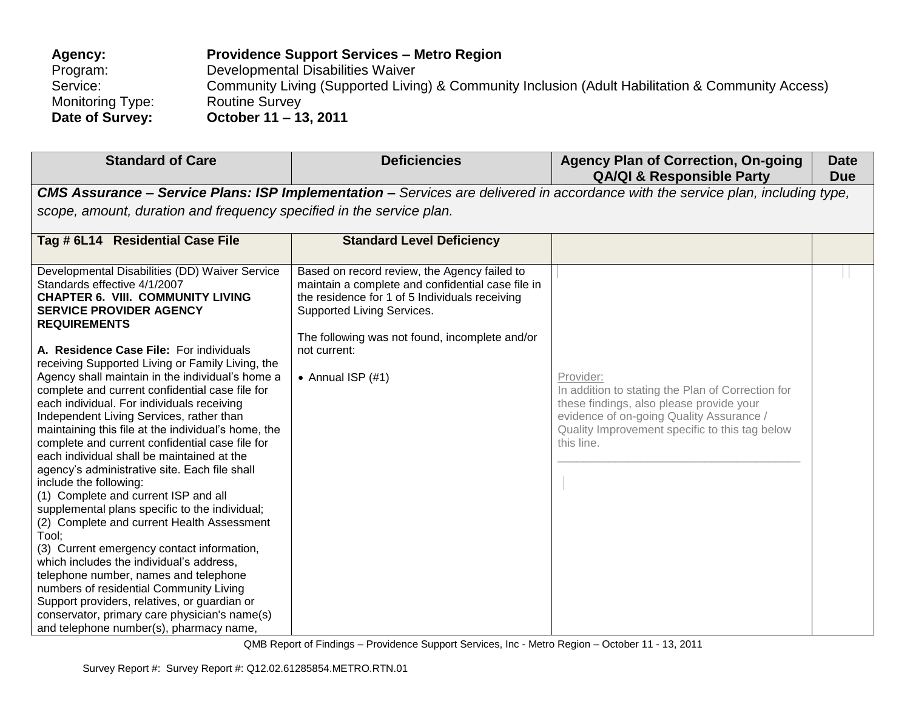**Agency:** **Providence Support Services – Metro Region**
Program: Developmental Disabilities Waiver
Service: Community Living (Supported Living) & Community Inclusion (Adult Habilitation & Community Access)
Monitoring Type: Routine Survey
**Date of Survey:** **October 11 – 13, 2011**

| Standard of Care | Deficiencies | Agency Plan of Correction, On-going QA/QI & Responsible Party | Date Due |
|---|---|---|---|
| ***CMS Assurance – Service Plans: ISP Implementation –*** *Services are delivered in accordance with the service plan, including type, scope, amount, duration and frequency specified in the service plan.* | | | |
| **Tag # 6L14 Residential Case File** | **Standard Level Deficiency** | | |
| Developmental Disabilities (DD) Waiver Service Standards effective 4/1/2007<br>**CHAPTER 6. VIII. COMMUNITY LIVING SERVICE PROVIDER AGENCY REQUIREMENTS**<br><br>**A. Residence Case File:** For individuals receiving Supported Living or Family Living, the Agency shall maintain in the individual's home a complete and current confidential case file for each individual. For individuals receiving Independent Living Services, rather than maintaining this file at the individual's home, the complete and current confidential case file for each individual shall be maintained at the agency's administrative site. Each file shall include the following:<br>(1) Complete and current ISP and all supplemental plans specific to the individual;<br>(2) Complete and current Health Assessment Tool;<br>(3) Current emergency contact information, which includes the individual's address, telephone number, names and telephone numbers of residential Community Living Support providers, relatives, or guardian or conservator, primary care physician's name(s) and telephone number(s), pharmacy name, | Based on record review, the Agency failed to maintain a complete and confidential case file in the residence for 1 of 5 Individuals receiving Supported Living Services.<br><br>The following was not found, incomplete and/or not current:<br><br>• Annual ISP (#1) | Provider:<br>In addition to stating the Plan of Correction for these findings, also please provide your evidence of on-going Quality Assurance / Quality Improvement specific to this tag below this line.<br>\_\_\_\_\_\_\_\_\_\_\_\_\_\_\_\_\_\_\_\_\_\_\_\_\_\_\_\_\_\_\_\_\_\_\_\_\_\_ | |

QMB Report of Findings – Providence Support Services, Inc - Metro Region – October 11 - 13, 2011

Survey Report #: Survey Report #: Q12.02.61285854.METRO.RTN.01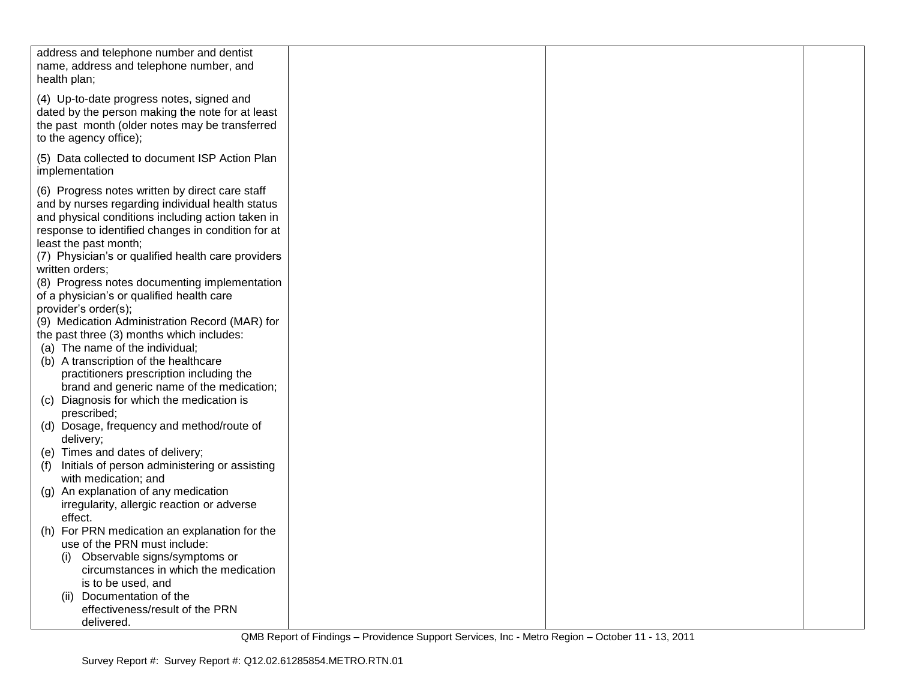| | | | |
|---|---|---|---|
| address and telephone number and dentist name, address and telephone number, and health plan;<br><br>(4) Up-to-date progress notes, signed and dated by the person making the note for at least the past month (older notes may be transferred to the agency office);<br><br>(5) Data collected to document ISP Action Plan implementation<br><br>(6) Progress notes written by direct care staff and by nurses regarding individual health status and physical conditions including action taken in response to identified changes in condition for at least the past month;<br>(7) Physician's or qualified health care providers written orders;<br>(8) Progress notes documenting implementation of a physician's or qualified health care provider's order(s);<br>(9) Medication Administration Record (MAR) for the past three (3) months which includes:<br>(a) The name of the individual;<br>(b) A transcription of the healthcare practitioners prescription including the brand and generic name of the medication;<br>(c) Diagnosis for which the medication is prescribed;<br>(d) Dosage, frequency and method/route of delivery;<br>(e) Times and dates of delivery;<br>(f) Initials of person administering or assisting with medication; and<br>(g) An explanation of any medication irregularity, allergic reaction or adverse effect.<br>(h) For PRN medication an explanation for the use of the PRN must include:<br>(i) Observable signs/symptoms or circumstances in which the medication is to be used, and<br>(ii) Documentation of the effectiveness/result of the PRN delivered. | | | |

QMB Report of Findings – Providence Support Services, Inc - Metro Region – October 11 - 13, 2011

Survey Report #: Survey Report #: Q12.02.61285854.METRO.RTN.01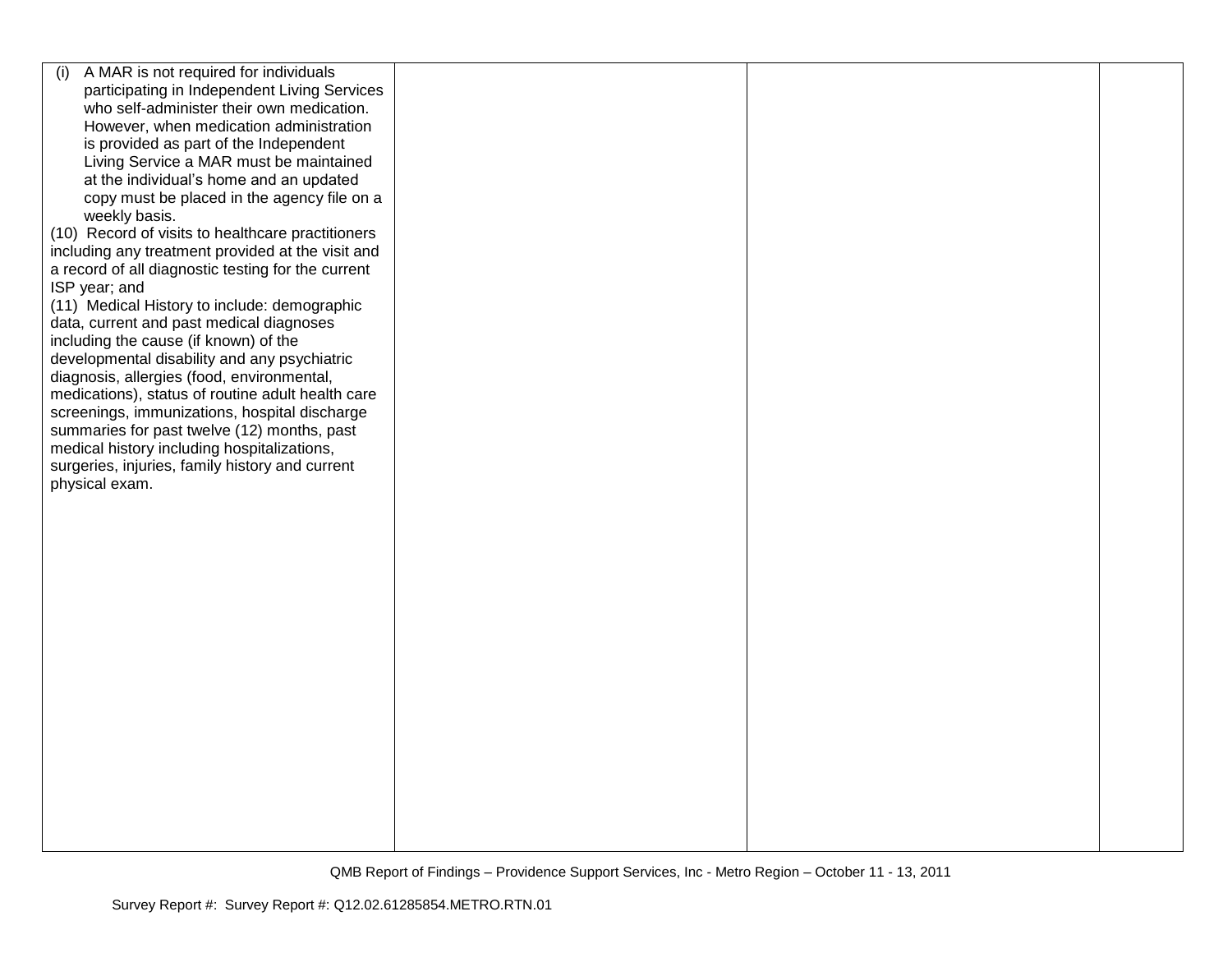| | | | |
|---|---|---|---|
| (i) A MAR is not required for individuals participating in Independent Living Services who self-administer their own medication. However, when medication administration is provided as part of the Independent Living Service a MAR must be maintained at the individual's home and an updated copy must be placed in the agency file on a weekly basis.<br>(10) Record of visits to healthcare practitioners including any treatment provided at the visit and a record of all diagnostic testing for the current ISP year; and<br>(11) Medical History to include: demographic data, current and past medical diagnoses including the cause (if known) of the developmental disability and any psychiatric diagnosis, allergies (food, environmental, medications), status of routine adult health care screenings, immunizations, hospital discharge summaries for past twelve (12) months, past medical history including hospitalizations, surgeries, injuries, family history and current physical exam. | | | |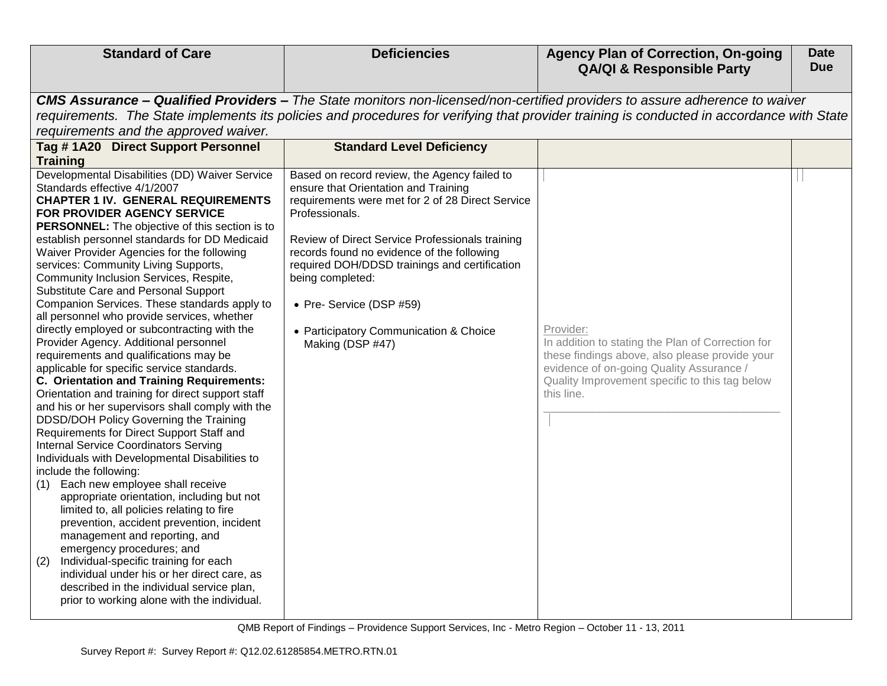| Standard of Care | Deficiencies | Agency Plan of Correction, On-going QA/QI & Responsible Party | Date Due |
|---|---|---|---|
| ***CMS Assurance – Qualified Providers –*** *The State monitors non-licensed/non-certified providers to assure adherence to waiver requirements. The State implements its policies and procedures for verifying that provider training is conducted in accordance with State requirements and the approved waiver.* | | | |
| **Tag # 1A20 Direct Support Personnel Training** | **Standard Level Deficiency** | | |
| Developmental Disabilities (DD) Waiver Service Standards effective 4/1/2007<br>**CHAPTER 1 IV. GENERAL REQUIREMENTS FOR PROVIDER AGENCY SERVICE PERSONNEL:** The objective of this section is to establish personnel standards for DD Medicaid Waiver Provider Agencies for the following services: Community Living Supports, Community Inclusion Services, Respite, Substitute Care and Personal Support Companion Services. These standards apply to all personnel who provide services, whether directly employed or subcontracting with the Provider Agency. Additional personnel requirements and qualifications may be applicable for specific service standards.<br>**C. Orientation and Training Requirements:** Orientation and training for direct support staff and his or her supervisors shall comply with the DDSD/DOH Policy Governing the Training Requirements for Direct Support Staff and Internal Service Coordinators Serving Individuals with Developmental Disabilities to include the following:<br>(1) Each new employee shall receive appropriate orientation, including but not limited to, all policies relating to fire prevention, accident prevention, incident management and reporting, and emergency procedures; and<br>(2) Individual-specific training for each individual under his or her direct care, as described in the individual service plan, prior to working alone with the individual. | Based on record review, the Agency failed to ensure that Orientation and Training requirements were met for 2 of 28 Direct Service Professionals.<br><br>Review of Direct Service Professionals training records found no evidence of the following required DOH/DDSD trainings and certification being completed:<br><br>• Pre- Service (DSP #59)<br><br>• Participatory Communication & Choice Making (DSP #47) | Provider:<br>In addition to stating the Plan of Correction for these findings above, also please provide your evidence of on-going Quality Assurance / Quality Improvement specific to this tag below this line.<br>______________________________________ | |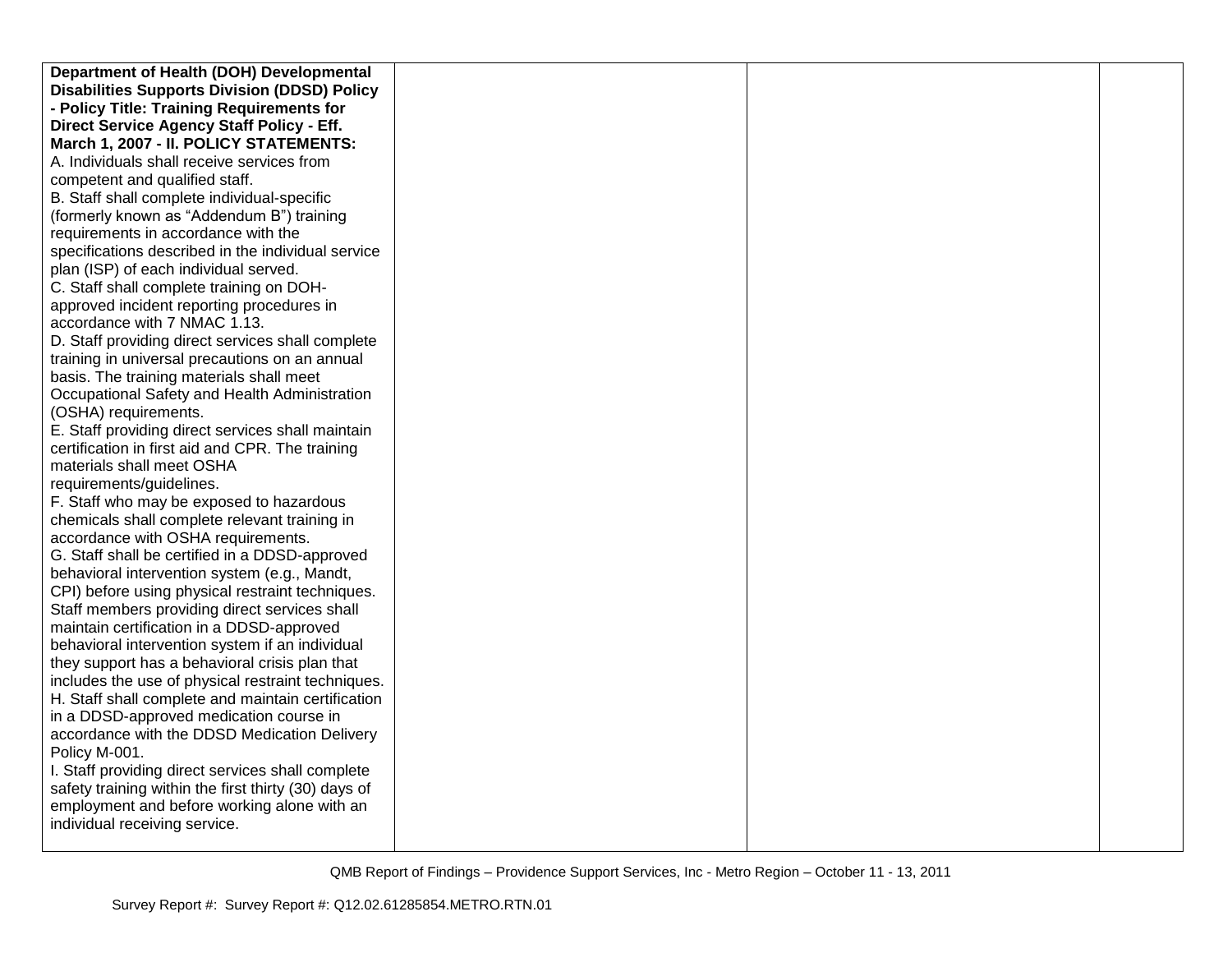| | | | |
|---|---|---|---|
| **Department of Health (DOH) Developmental Disabilities Supports Division (DDSD) Policy - Policy Title: Training Requirements for Direct Service Agency Staff Policy - Eff. March 1, 2007 - II. POLICY STATEMENTS:**<br>A. Individuals shall receive services from competent and qualified staff.<br>B. Staff shall complete individual-specific (formerly known as "Addendum B") training requirements in accordance with the specifications described in the individual service plan (ISP) of each individual served.<br>C. Staff shall complete training on DOH-approved incident reporting procedures in accordance with 7 NMAC 1.13.<br>D. Staff providing direct services shall complete training in universal precautions on an annual basis. The training materials shall meet Occupational Safety and Health Administration (OSHA) requirements.<br>E. Staff providing direct services shall maintain certification in first aid and CPR. The training materials shall meet OSHA requirements/guidelines.<br>F. Staff who may be exposed to hazardous chemicals shall complete relevant training in accordance with OSHA requirements.<br>G. Staff shall be certified in a DDSD-approved behavioral intervention system (e.g., Mandt, CPI) before using physical restraint techniques. Staff members providing direct services shall maintain certification in a DDSD-approved behavioral intervention system if an individual they support has a behavioral crisis plan that includes the use of physical restraint techniques.<br>H. Staff shall complete and maintain certification in a DDSD-approved medication course in accordance with the DDSD Medication Delivery Policy M-001.<br>I. Staff providing direct services shall complete safety training within the first thirty (30) days of employment and before working alone with an individual receiving service. | | | |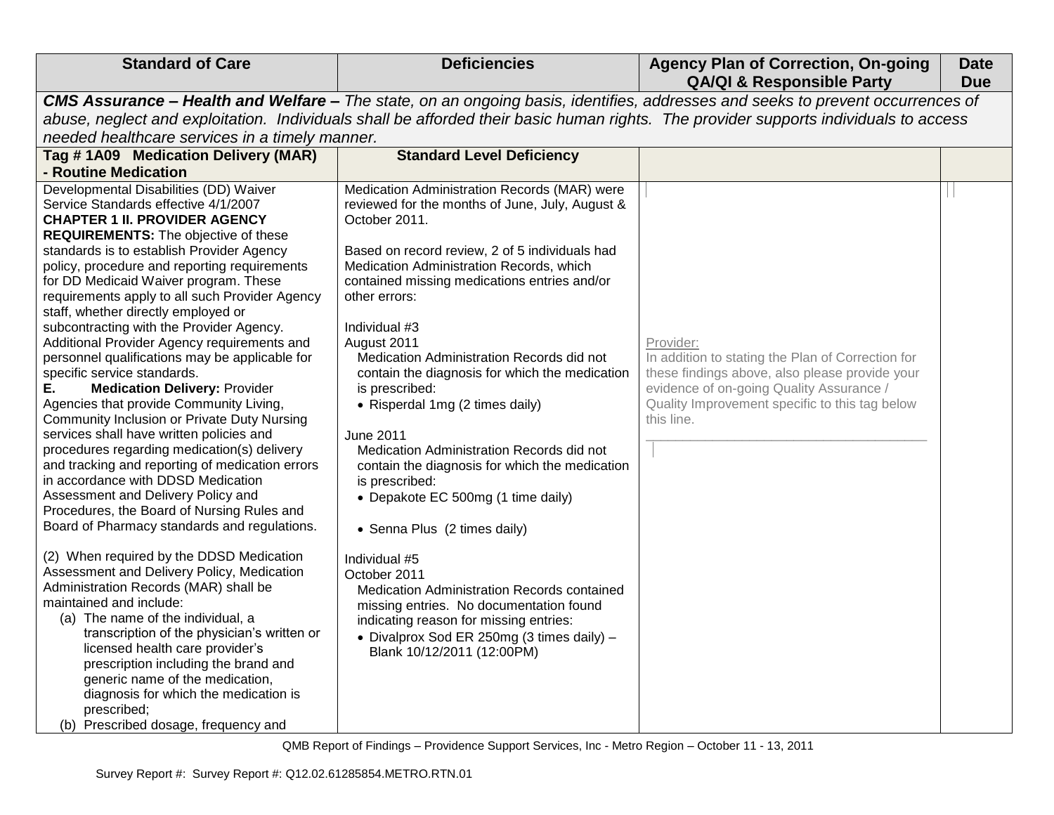| Standard of Care | Deficiencies | Agency Plan of Correction, On-going QA/QI & Responsible Party | Date Due |
|---|---|---|---|
| ***CMS Assurance – Health and Welfare –*** *The state, on an ongoing basis, identifies, addresses and seeks to prevent occurrences of abuse, neglect and exploitation. Individuals shall be afforded their basic human rights. The provider supports individuals to access needed healthcare services in a timely manner.* | | | |
| **Tag # 1A09 Medication Delivery (MAR) - Routine Medication** | **Standard Level Deficiency** | | |
| Developmental Disabilities (DD) Waiver Service Standards effective 4/1/2007<br>**CHAPTER 1 II. PROVIDER AGENCY REQUIREMENTS:** The objective of these standards is to establish Provider Agency policy, procedure and reporting requirements for DD Medicaid Waiver program. These requirements apply to all such Provider Agency staff, whether directly employed or subcontracting with the Provider Agency. Additional Provider Agency requirements and personnel qualifications may be applicable for specific service standards.<br>**E. Medication Delivery:** Provider Agencies that provide Community Living, Community Inclusion or Private Duty Nursing services shall have written policies and procedures regarding medication(s) delivery and tracking and reporting of medication errors in accordance with DDSD Medication Assessment and Delivery Policy and Procedures, the Board of Nursing Rules and Board of Pharmacy standards and regulations.<br><br>(2) When required by the DDSD Medication Assessment and Delivery Policy, Medication Administration Records (MAR) shall be maintained and include:<br>(a) The name of the individual, a transcription of the physician's written or licensed health care provider's prescription including the brand and generic name of the medication, diagnosis for which the medication is prescribed;<br>(b) Prescribed dosage, frequency and | Medication Administration Records (MAR) were reviewed for the months of June, July, August & October 2011.<br><br>Based on record review, 2 of 5 individuals had Medication Administration Records, which contained missing medications entries and/or other errors:<br><br>Individual #3<br>August 2011<br>Medication Administration Records did not contain the diagnosis for which the medication is prescribed:<br>• Risperdal 1mg (2 times daily)<br><br>June 2011<br>Medication Administration Records did not contain the diagnosis for which the medication is prescribed:<br>• Depakote EC 500mg (1 time daily)<br><br>• Senna Plus (2 times daily)<br><br>Individual #5<br>October 2011<br>Medication Administration Records contained missing entries. No documentation found indicating reason for missing entries:<br>• Divalprox Sod ER 250mg (3 times daily) – Blank 10/12/2011 (12:00PM) | Provider:<br>In addition to stating the Plan of Correction for these findings above, also please provide your evidence of on-going Quality Assurance / Quality Improvement specific to this tag below this line.<br>______________________________________ | |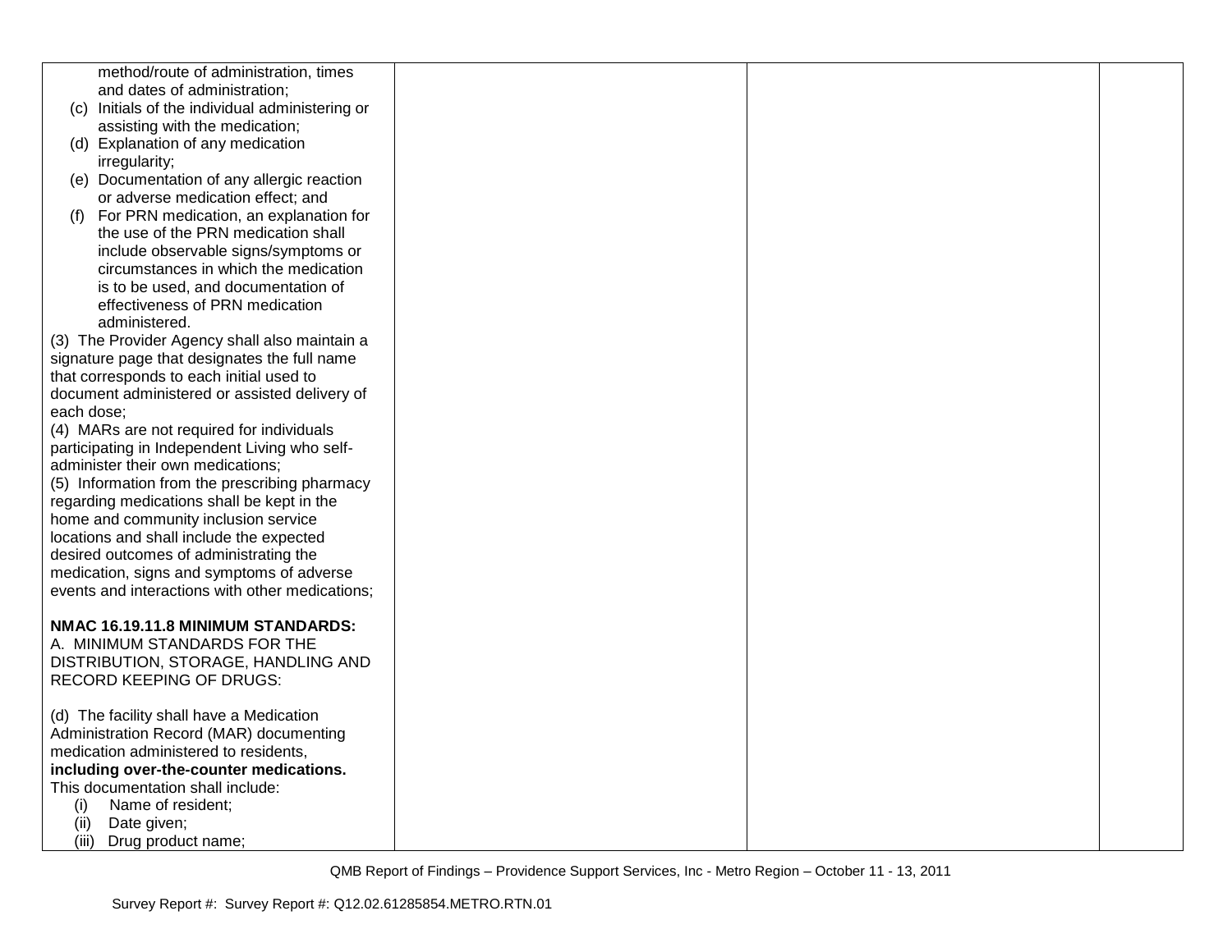| | | | |
|---|---|---|---|
| method/route of administration, times and dates of administration;<br>(c) Initials of the individual administering or assisting with the medication;<br>(d) Explanation of any medication irregularity;<br>(e) Documentation of any allergic reaction or adverse medication effect; and<br>(f) For PRN medication, an explanation for the use of the PRN medication shall include observable signs/symptoms or circumstances in which the medication is to be used, and documentation of effectiveness of PRN medication administered.<br>(3) The Provider Agency shall also maintain a signature page that designates the full name that corresponds to each initial used to document administered or assisted delivery of each dose;<br>(4) MARs are not required for individuals participating in Independent Living who self-administer their own medications;<br>(5) Information from the prescribing pharmacy regarding medications shall be kept in the home and community inclusion service locations and shall include the expected desired outcomes of administrating the medication, signs and symptoms of adverse events and interactions with other medications;<br><br>**NMAC 16.19.11.8 MINIMUM STANDARDS:**<br>A. MINIMUM STANDARDS FOR THE DISTRIBUTION, STORAGE, HANDLING AND RECORD KEEPING OF DRUGS:<br><br>(d) The facility shall have a Medication Administration Record (MAR) documenting medication administered to residents, **including over-the-counter medications.** This documentation shall include:<br>(i) Name of resident;<br>(ii) Date given;<br>(iii) Drug product name; | | | |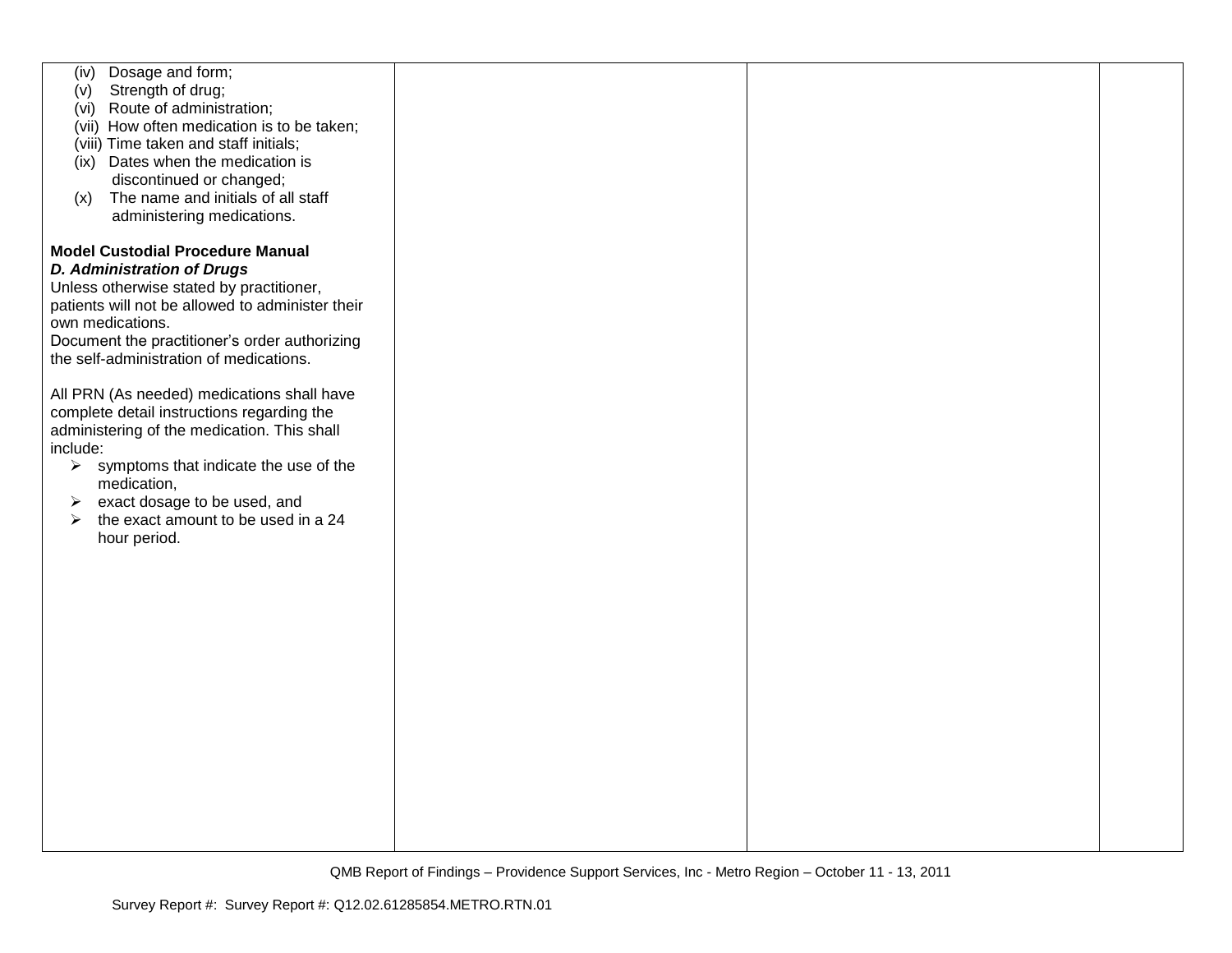| | | | |
|---|---|---|---|
| (iv) Dosage and form;<br>(v) Strength of drug;<br>(vi) Route of administration;<br>(vii) How often medication is to be taken;<br>(viii) Time taken and staff initials;<br>(ix) Dates when the medication is discontinued or changed;<br>(x) The name and initials of all staff administering medications.<br><br>**Model Custodial Procedure Manual**<br>***D. Administration of Drugs***<br>Unless otherwise stated by practitioner, patients will not be allowed to administer their own medications.<br>Document the practitioner's order authorizing the self-administration of medications.<br><br>All PRN (As needed) medications shall have complete detail instructions regarding the administering of the medication. This shall include:<br>➢ symptoms that indicate the use of the medication,<br>➢ exact dosage to be used, and<br>➢ the exact amount to be used in a 24 hour period. | | | |

QMB Report of Findings – Providence Support Services, Inc - Metro Region – October 11 - 13, 2011

Survey Report #: Survey Report #: Q12.02.61285854.METRO.RTN.01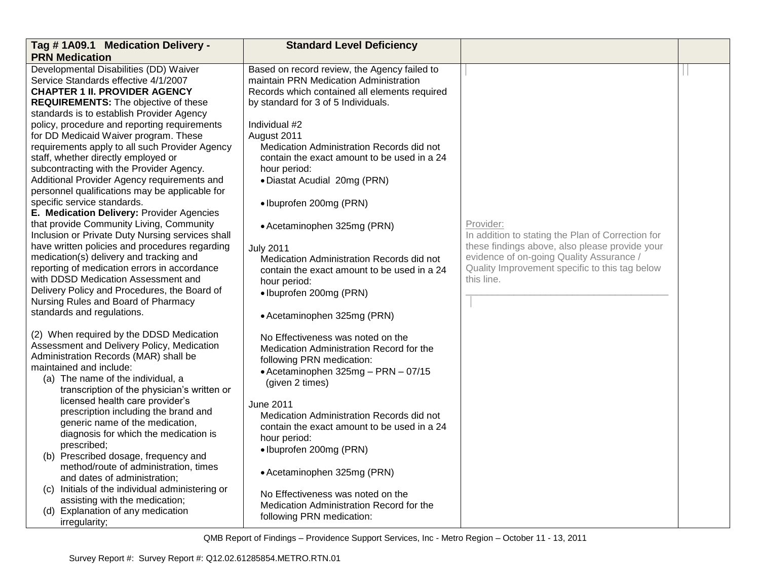| Tag # 1A09.1 Medication Delivery - PRN Medication | Standard Level Deficiency | | |
|---|---|---|---|
| Developmental Disabilities (DD) Waiver Service Standards effective 4/1/2007<br>**CHAPTER 1 II. PROVIDER AGENCY REQUIREMENTS:** The objective of these standards is to establish Provider Agency policy, procedure and reporting requirements for DD Medicaid Waiver program. These requirements apply to all such Provider Agency staff, whether directly employed or subcontracting with the Provider Agency. Additional Provider Agency requirements and personnel qualifications may be applicable for specific service standards.<br>**E. Medication Delivery:** Provider Agencies that provide Community Living, Community Inclusion or Private Duty Nursing services shall have written policies and procedures regarding medication(s) delivery and tracking and reporting of medication errors in accordance with DDSD Medication Assessment and Delivery Policy and Procedures, the Board of Nursing Rules and Board of Pharmacy standards and regulations.<br><br>(2) When required by the DDSD Medication Assessment and Delivery Policy, Medication Administration Records (MAR) shall be maintained and include:<br>(a) The name of the individual, a transcription of the physician's written or licensed health care provider's prescription including the brand and generic name of the medication, diagnosis for which the medication is prescribed;<br>(b) Prescribed dosage, frequency and method/route of administration, times and dates of administration;<br>(c) Initials of the individual administering or assisting with the medication;<br>(d) Explanation of any medication irregularity; | Based on record review, the Agency failed to maintain PRN Medication Administration Records which contained all elements required by standard for 3 of 5 Individuals.<br><br>Individual #2<br>August 2011<br>Medication Administration Records did not contain the exact amount to be used in a 24 hour period:<br>• Diastat Acudial 20mg (PRN)<br><br>• Ibuprofen 200mg (PRN)<br><br>• Acetaminophen 325mg (PRN)<br><br>July 2011<br>Medication Administration Records did not contain the exact amount to be used in a 24 hour period:<br>• Ibuprofen 200mg (PRN)<br><br>• Acetaminophen 325mg (PRN)<br><br>No Effectiveness was noted on the Medication Administration Record for the following PRN medication:<br>• Acetaminophen 325mg – PRN – 07/15 (given 2 times)<br><br>June 2011<br>Medication Administration Records did not contain the exact amount to be used in a 24 hour period:<br>• Ibuprofen 200mg (PRN)<br><br>• Acetaminophen 325mg (PRN)<br><br>No Effectiveness was noted on the Medication Administration Record for the following PRN medication: | Provider:<br>In addition to stating the Plan of Correction for these findings above, also please provide your evidence of on-going Quality Assurance / Quality Improvement specific to this tag below this line.<br>______________________________________ | |

QMB Report of Findings – Providence Support Services, Inc - Metro Region – October 11 - 13, 2011

Survey Report #: Survey Report #: Q12.02.61285854.METRO.RTN.01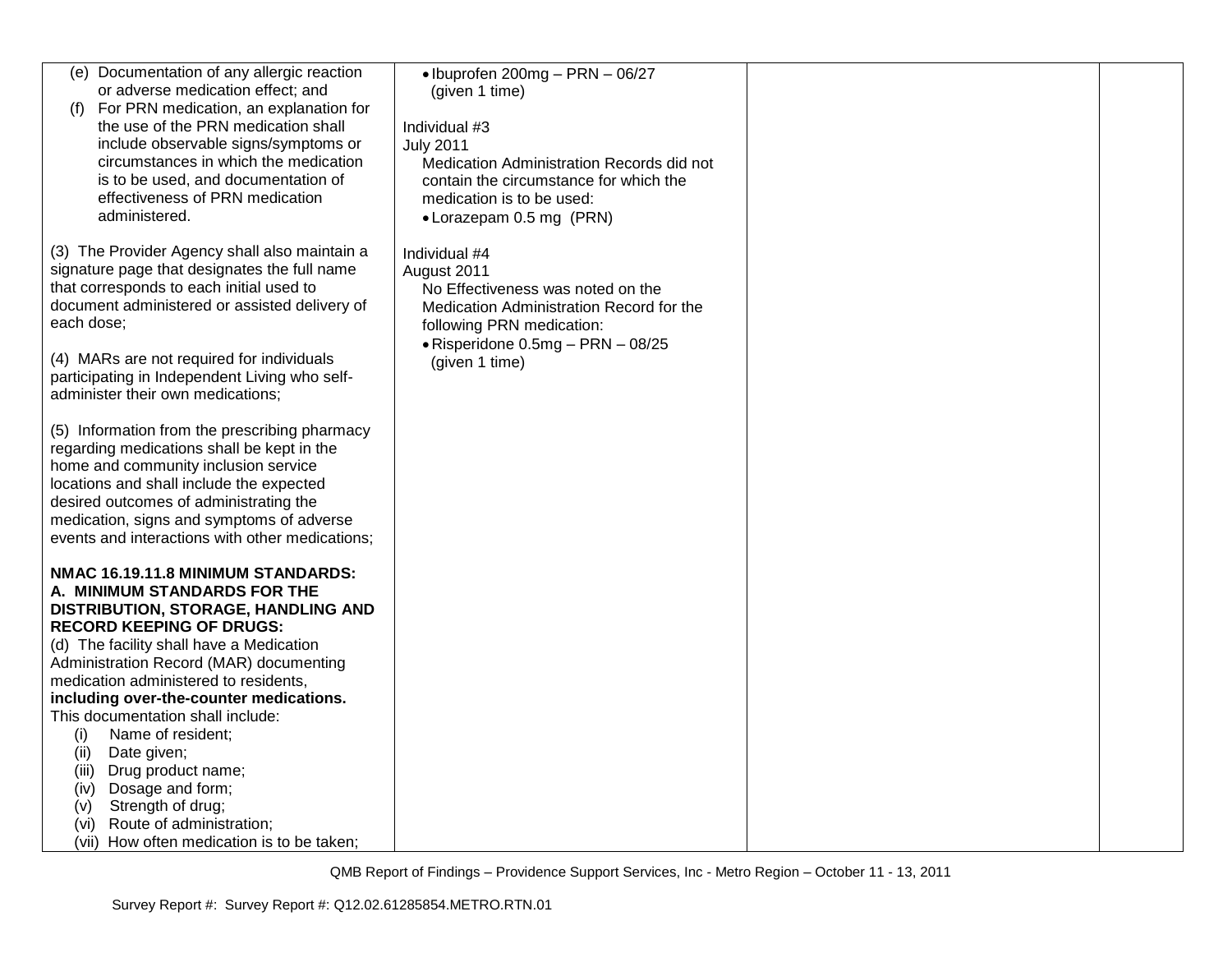| | | | |
|---|---|---|---|
| (e) Documentation of any allergic reaction or adverse medication effect; and<br>(f) For PRN medication, an explanation for the use of the PRN medication shall include observable signs/symptoms or circumstances in which the medication is to be used, and documentation of effectiveness of PRN medication administered.<br><br>(3) The Provider Agency shall also maintain a signature page that designates the full name that corresponds to each initial used to document administered or assisted delivery of each dose;<br><br>(4) MARs are not required for individuals participating in Independent Living who self-administer their own medications;<br><br>(5) Information from the prescribing pharmacy regarding medications shall be kept in the home and community inclusion service locations and shall include the expected desired outcomes of administrating the medication, signs and symptoms of adverse events and interactions with other medications;<br><br>**NMAC 16.19.11.8 MINIMUM STANDARDS: A. MINIMUM STANDARDS FOR THE DISTRIBUTION, STORAGE, HANDLING AND RECORD KEEPING OF DRUGS:**<br>(d) The facility shall have a Medication Administration Record (MAR) documenting medication administered to residents, **including over-the-counter medications.** This documentation shall include:<br>(i) Name of resident;<br>(ii) Date given;<br>(iii) Drug product name;<br>(iv) Dosage and form;<br>(v) Strength of drug;<br>(vi) Route of administration;<br>(vii) How often medication is to be taken; | • Ibuprofen 200mg – PRN – 06/27 (given 1 time)<br><br>Individual #3<br>July 2011<br>Medication Administration Records did not contain the circumstance for which the medication is to be used:<br>• Lorazepam 0.5 mg (PRN)<br><br>Individual #4<br>August 2011<br>No Effectiveness was noted on the Medication Administration Record for the following PRN medication:<br>• Risperidone 0.5mg – PRN – 08/25 (given 1 time) | | |

QMB Report of Findings – Providence Support Services, Inc - Metro Region – October 11 - 13, 2011

Survey Report #: Survey Report #: Q12.02.61285854.METRO.RTN.01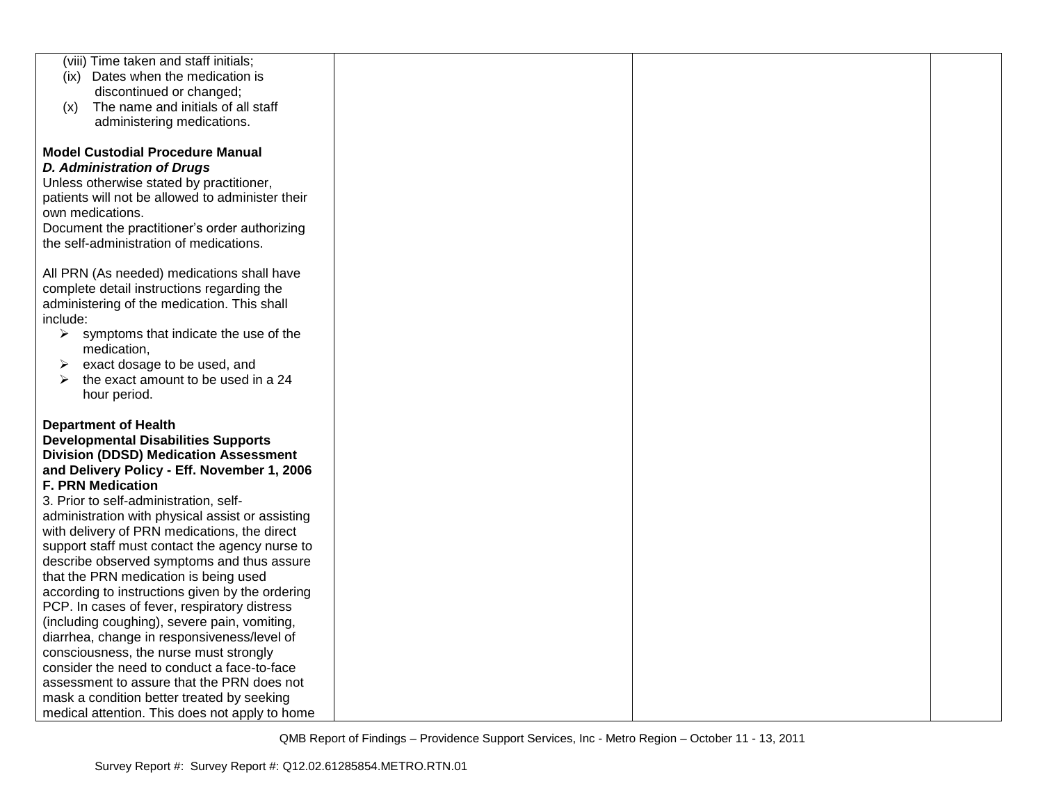| | | | |
|---|---|---|---|
| (viii) Time taken and staff initials;<br>(ix) Dates when the medication is discontinued or changed;<br>(x) The name and initials of all staff administering medications.<br><br>**Model Custodial Procedure Manual**<br>***D. Administration of Drugs***<br>Unless otherwise stated by practitioner, patients will not be allowed to administer their own medications.<br>Document the practitioner's order authorizing the self-administration of medications.<br><br>All PRN (As needed) medications shall have complete detail instructions regarding the administering of the medication. This shall include:<br>➢ symptoms that indicate the use of the medication,<br>➢ exact dosage to be used, and<br>➢ the exact amount to be used in a 24 hour period.<br><br>**Department of Health Developmental Disabilities Supports Division (DDSD) Medication Assessment and Delivery Policy - Eff. November 1, 2006**<br>**F. PRN Medication**<br>3. Prior to self-administration, self-administration with physical assist or assisting with delivery of PRN medications, the direct support staff must contact the agency nurse to describe observed symptoms and thus assure that the PRN medication is being used according to instructions given by the ordering PCP. In cases of fever, respiratory distress (including coughing), severe pain, vomiting, diarrhea, change in responsiveness/level of consciousness, the nurse must strongly consider the need to conduct a face-to-face assessment to assure that the PRN does not mask a condition better treated by seeking medical attention. This does not apply to home | | | |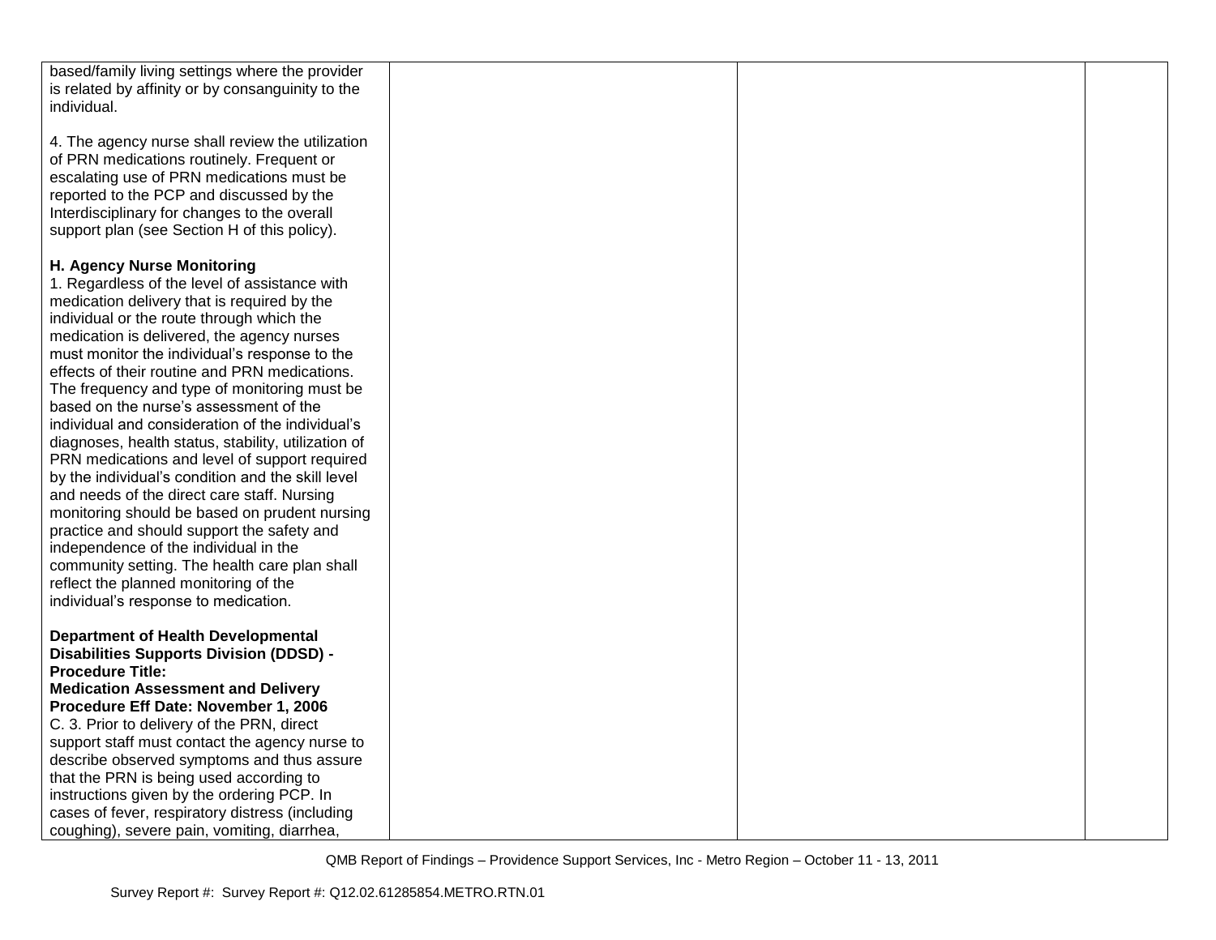| | | | |
|---|---|---|---|
| based/family living settings where the provider is related by affinity or by consanguinity to the individual.<br><br>4. The agency nurse shall review the utilization of PRN medications routinely. Frequent or escalating use of PRN medications must be reported to the PCP and discussed by the Interdisciplinary for changes to the overall support plan (see Section H of this policy).<br><br>**H. Agency Nurse Monitoring**<br>1. Regardless of the level of assistance with medication delivery that is required by the individual or the route through which the medication is delivered, the agency nurses must monitor the individual's response to the effects of their routine and PRN medications. The frequency and type of monitoring must be based on the nurse's assessment of the individual and consideration of the individual's diagnoses, health status, stability, utilization of PRN medications and level of support required by the individual's condition and the skill level and needs of the direct care staff. Nursing monitoring should be based on prudent nursing practice and should support the safety and independence of the individual in the community setting. The health care plan shall reflect the planned monitoring of the individual's response to medication.<br><br>**Department of Health Developmental Disabilities Supports Division (DDSD) - Procedure Title:**<br>**Medication Assessment and Delivery Procedure Eff Date: November 1, 2006**<br>C. 3. Prior to delivery of the PRN, direct support staff must contact the agency nurse to describe observed symptoms and thus assure that the PRN is being used according to instructions given by the ordering PCP. In cases of fever, respiratory distress (including coughing), severe pain, vomiting, diarrhea, | | | |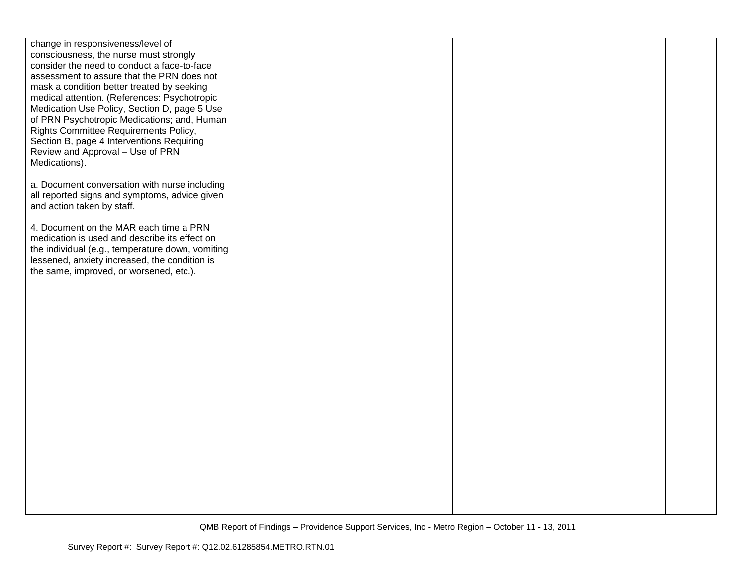| | | | |
|---|---|---|---|
| change in responsiveness/level of consciousness, the nurse must strongly consider the need to conduct a face-to-face assessment to assure that the PRN does not mask a condition better treated by seeking medical attention. (References: Psychotropic Medication Use Policy, Section D, page 5 Use of PRN Psychotropic Medications; and, Human Rights Committee Requirements Policy, Section B, page 4 Interventions Requiring Review and Approval – Use of PRN Medications).<br><br>a. Document conversation with nurse including all reported signs and symptoms, advice given and action taken by staff.<br><br>4. Document on the MAR each time a PRN medication is used and describe its effect on the individual (e.g., temperature down, vomiting lessened, anxiety increased, the condition is the same, improved, or worsened, etc.). | | | |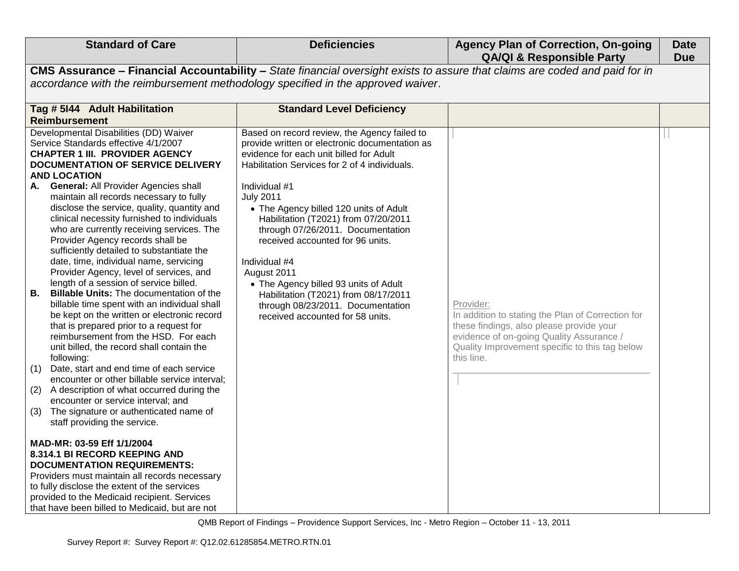| Standard of Care | Deficiencies | Agency Plan of Correction, On-going QA/QI & Responsible Party | Date Due |
|---|---|---|---|
| **CMS Assurance – Financial Accountability –** *State financial oversight exists to assure that claims are coded and paid for in accordance with the reimbursement methodology specified in the approved waiver*. | | | |
| **Tag # 5I44 Adult Habilitation Reimbursement** | **Standard Level Deficiency** | | |
| Developmental Disabilities (DD) Waiver Service Standards effective 4/1/2007<br>**CHAPTER 1 III. PROVIDER AGENCY DOCUMENTATION OF SERVICE DELIVERY AND LOCATION**<br>**A. General:** All Provider Agencies shall maintain all records necessary to fully disclose the service, quality, quantity and clinical necessity furnished to individuals who are currently receiving services. The Provider Agency records shall be sufficiently detailed to substantiate the date, time, individual name, servicing Provider Agency, level of services, and length of a session of service billed.<br>**B. Billable Units:** The documentation of the billable time spent with an individual shall be kept on the written or electronic record that is prepared prior to a request for reimbursement from the HSD. For each unit billed, the record shall contain the following:<br>(1) Date, start and end time of each service encounter or other billable service interval;<br>(2) A description of what occurred during the encounter or service interval; and<br>(3) The signature or authenticated name of staff providing the service.<br><br>**MAD-MR: 03-59 Eff 1/1/2004**<br>**8.314.1 BI RECORD KEEPING AND DOCUMENTATION REQUIREMENTS:**<br>Providers must maintain all records necessary to fully disclose the extent of the services provided to the Medicaid recipient. Services that have been billed to Medicaid, but are not | Based on record review, the Agency failed to provide written or electronic documentation as evidence for each unit billed for Adult Habilitation Services for 2 of 4 individuals.<br><br>Individual #1<br>July 2011<br>• The Agency billed 120 units of Adult Habilitation (T2021) from 07/20/2011 through 07/26/2011. Documentation received accounted for 96 units.<br><br>Individual #4<br>August 2011<br>• The Agency billed 93 units of Adult Habilitation (T2021) from 08/17/2011 through 08/23/2011. Documentation received accounted for 58 units. | Provider:<br>In addition to stating the Plan of Correction for these findings, also please provide your evidence of on-going Quality Assurance / Quality Improvement specific to this tag below this line.<br>\_\_\_\_\_\_\_\_\_\_\_\_\_\_\_\_\_\_\_\_\_\_\_\_\_\_\_\_\_\_\_\_\_\_\_\_\_\_\_\_ | |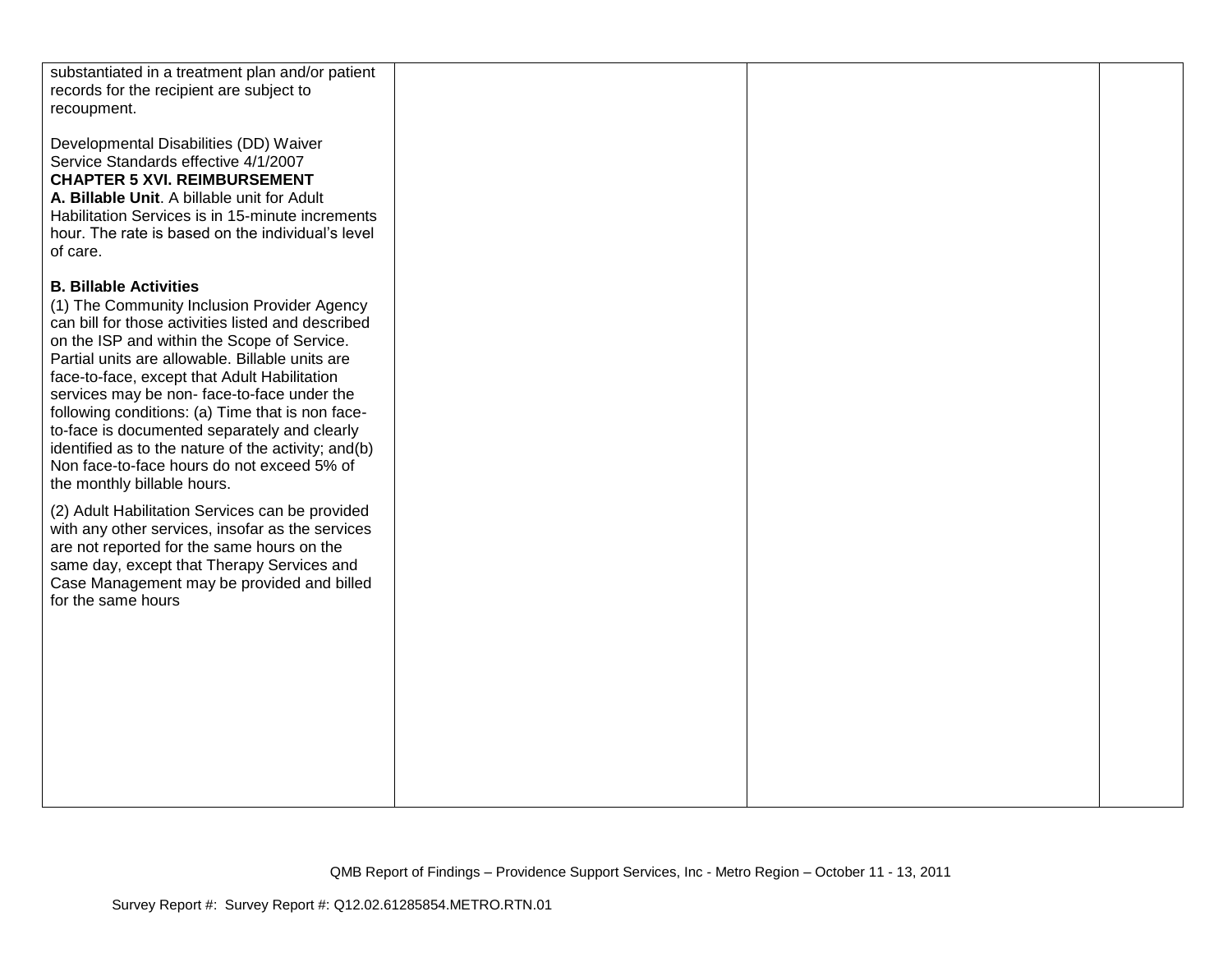| | | | |
|---|---|---|---|
| substantiated in a treatment plan and/or patient records for the recipient are subject to recoupment.<br><br>Developmental Disabilities (DD) Waiver Service Standards effective 4/1/2007<br>**CHAPTER 5 XVI. REIMBURSEMENT**<br>**A. Billable Unit**. A billable unit for Adult Habilitation Services is in 15-minute increments hour. The rate is based on the individual's level of care.<br><br>**B. Billable Activities**<br>(1) The Community Inclusion Provider Agency can bill for those activities listed and described on the ISP and within the Scope of Service. Partial units are allowable. Billable units are face-to-face, except that Adult Habilitation services may be non- face-to-face under the following conditions: (a) Time that is non face-to-face is documented separately and clearly identified as to the nature of the activity; and(b) Non face-to-face hours do not exceed 5% of the monthly billable hours.<br><br>(2) Adult Habilitation Services can be provided with any other services, insofar as the services are not reported for the same hours on the same day, except that Therapy Services and Case Management may be provided and billed for the same hours | | | |

QMB Report of Findings – Providence Support Services, Inc - Metro Region – October 11 - 13, 2011

Survey Report #: Survey Report #: Q12.02.61285854.METRO.RTN.01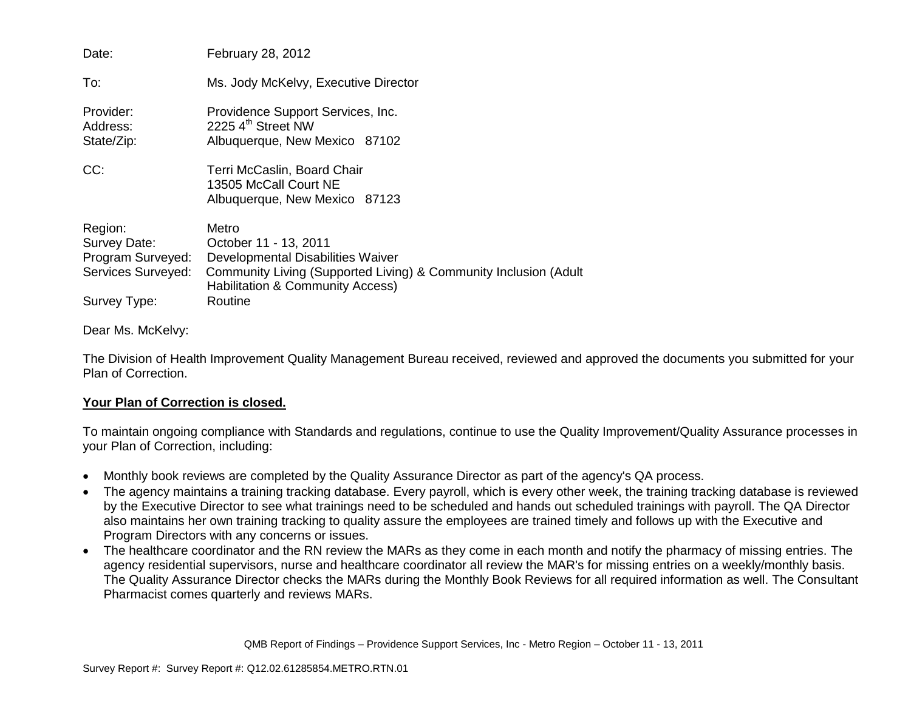Date: February 28, 2012

To: Ms. Jody McKelvy, Executive Director

Provider: Providence Support Services, Inc.
Address: 2225 4th Street NW
State/Zip: Albuquerque, New Mexico 87102

CC: Terri McCaslin, Board Chair
13505 McCall Court NE
Albuquerque, New Mexico 87123

Region: Metro
Survey Date: October 11 - 13, 2011
Program Surveyed: Developmental Disabilities Waiver
Services Surveyed: Community Living (Supported Living) & Community Inclusion (Adult Habilitation & Community Access)
Survey Type: Routine

Dear Ms. McKelvy:

The Division of Health Improvement Quality Management Bureau received, reviewed and approved the documents you submitted for your Plan of Correction.

**Your Plan of Correction is closed.**

To maintain ongoing compliance with Standards and regulations, continue to use the Quality Improvement/Quality Assurance processes in your Plan of Correction, including:

- Monthly book reviews are completed by the Quality Assurance Director as part of the agency's QA process.
- The agency maintains a training tracking database. Every payroll, which is every other week, the training tracking database is reviewed by the Executive Director to see what trainings need to be scheduled and hands out scheduled trainings with payroll. The QA Director also maintains her own training tracking to quality assure the employees are trained timely and follows up with the Executive and Program Directors with any concerns or issues.
- The healthcare coordinator and the RN review the MARs as they come in each month and notify the pharmacy of missing entries. The agency residential supervisors, nurse and healthcare coordinator all review the MAR's for missing entries on a weekly/monthly basis. The Quality Assurance Director checks the MARs during the Monthly Book Reviews for all required information as well. The Consultant Pharmacist comes quarterly and reviews MARs.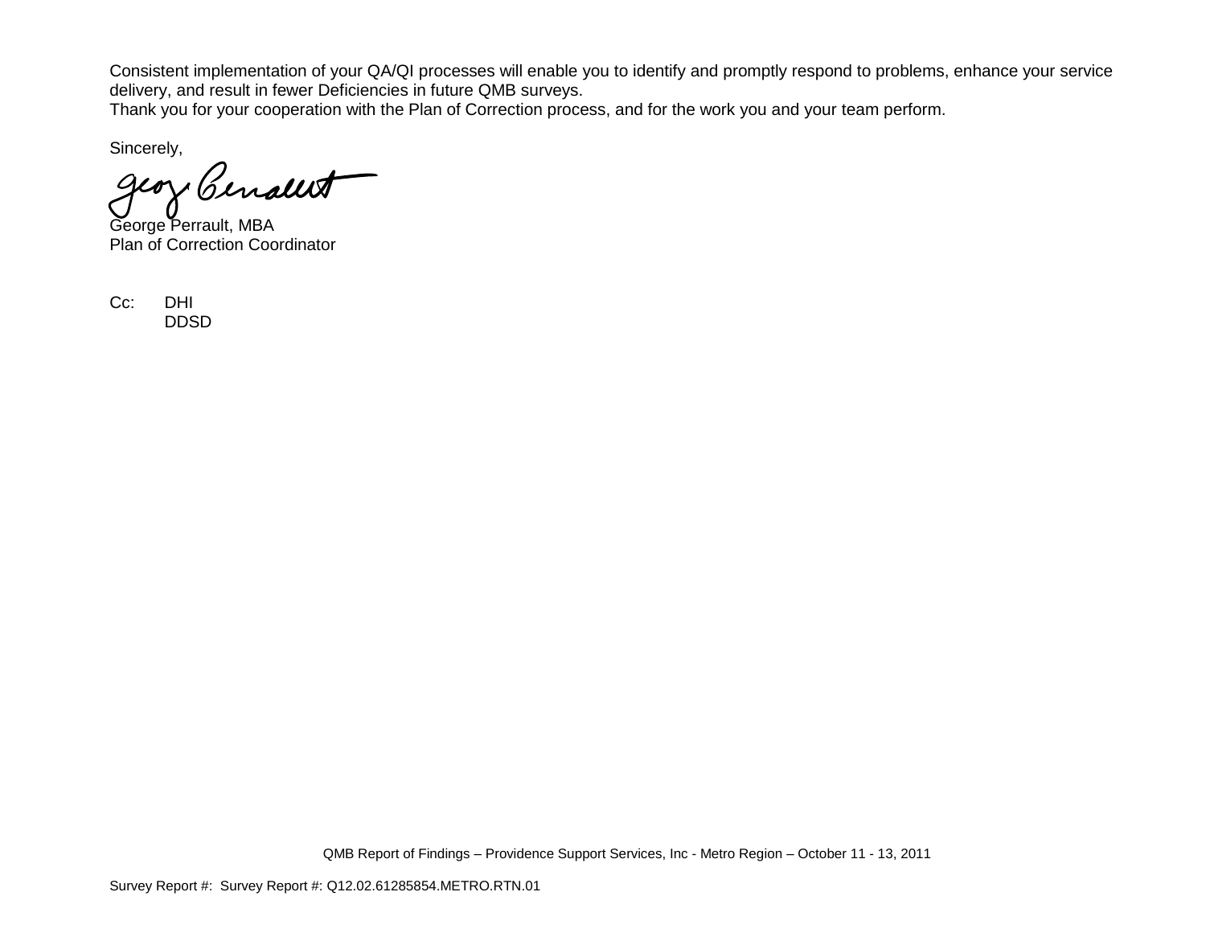Consistent implementation of your QA/QI processes will enable you to identify and promptly respond to problems, enhance your service delivery, and result in fewer Deficiencies in future QMB surveys.
Thank you for your cooperation with the Plan of Correction process, and for the work you and your team perform.

Sincerely,

George Perrault, MBA
Plan of Correction Coordinator

Cc: DHI
DDSD